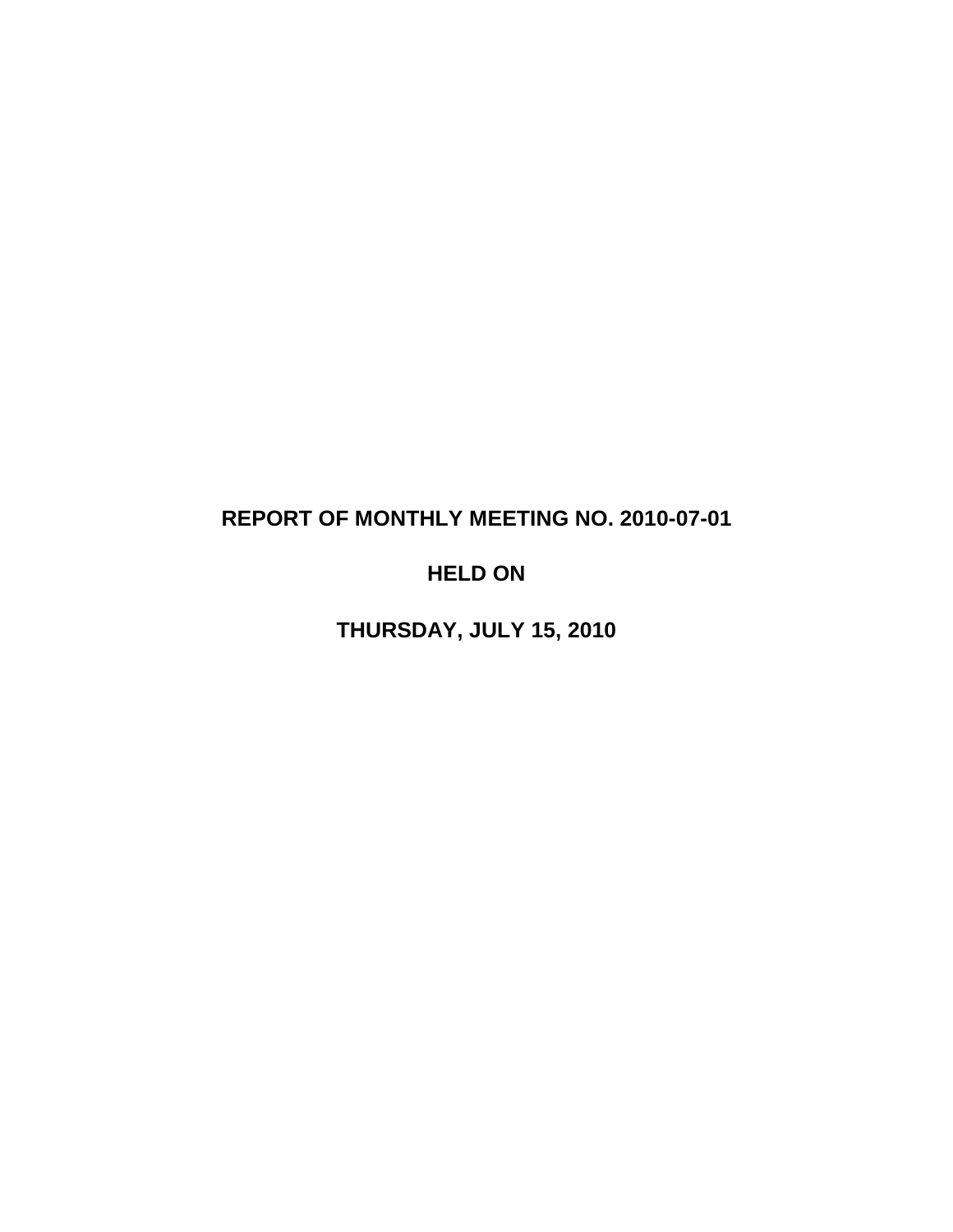# REPORT OF MONTHLY MEETING NO. 2010-07-01

## HELD ON

## THURSDAY, JULY 15, 2010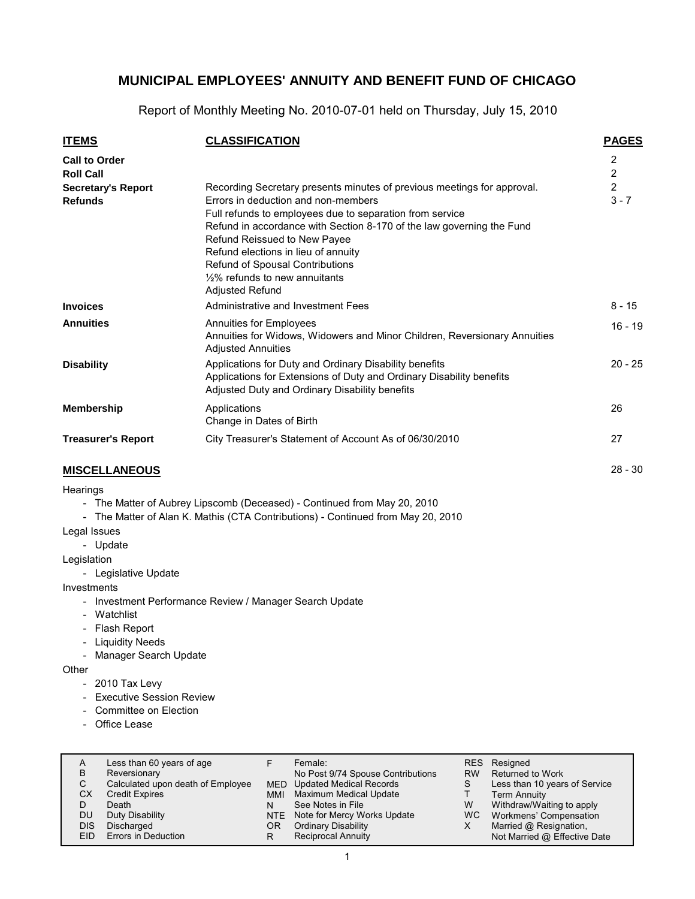# MUNICIPAL EMPLOYEES' ANNUITY AND BENEFIT FUND OF CHICAGO

Report of Monthly Meeting No. 2010-07-01 held on Thursday, July 15, 2010

| ITEMS | CLASSIFICATION | PAGES |
|---|---|---|
| **Call to Order** | | 2 |
| **Roll Call** | | 2 |
| **Secretary's Report** | Recording Secretary presents minutes of previous meetings for approval. | 2 |
| **Refunds** | Errors in deduction and non-members<br>Full refunds to employees due to separation from service<br>Refund in accordance with Section 8-170 of the law governing the Fund<br>Refund Reissued to New Payee<br>Refund elections in lieu of annuity<br>Refund of Spousal Contributions<br>½% refunds to new annuitants<br>Adjusted Refund | 3 - 7 |
| **Invoices** | Administrative and Investment Fees | 8 - 15 |
| **Annuities** | Annuities for Employees<br>Annuities for Widows, Widowers and Minor Children, Reversionary Annuities<br>Adjusted Annuities | 16 - 19 |
| **Disability** | Applications for Duty and Ordinary Disability benefits<br>Applications for Extensions of Duty and Ordinary Disability benefits<br>Adjusted Duty and Ordinary Disability benefits | 20 - 25 |
| **Membership** | Applications<br>Change in Dates of Birth | 26 |
| **Treasurer's Report** | City Treasurer's Statement of Account As of 06/30/2010 | 27 |

## MISCELLANEOUS

28 - 30

Hearings
- The Matter of Aubrey Lipscomb (Deceased) - Continued from May 20, 2010
- The Matter of Alan K. Mathis (CTA Contributions) - Continued from May 20, 2010

Legal Issues
- Update

Legislation
- Legislative Update

Investments
- Investment Performance Review / Manager Search Update
- Watchlist
- Flash Report
- Liquidity Needs
- Manager Search Update

Other
- 2010 Tax Levy
- Executive Session Review
- Committee on Election
- Office Lease

| | | | | | |
|---|---|---|---|---|---|
| A | Less than 60 years of age | F | Female:<br>No Post 9/74 Spouse Contributions | RES | Resigned |
| B | Reversionary | | | RW | Returned to Work |
| C | Calculated upon death of Employee | MED | Updated Medical Records | S | Less than 10 years of Service |
| CX | Credit Expires | MMI | Maximum Medical Update | T | Term Annuity |
| D | Death | N | See Notes in File | W | Withdraw/Waiting to apply |
| DU | Duty Disability | NTE | Note for Mercy Works Update | WC | Workmens' Compensation |
| DIS | Discharged | OR | Ordinary Disability | X | Married @ Resignation,<br>Not Married @ Effective Date |
| EID | Errors in Deduction | R | Reciprocal Annuity | | |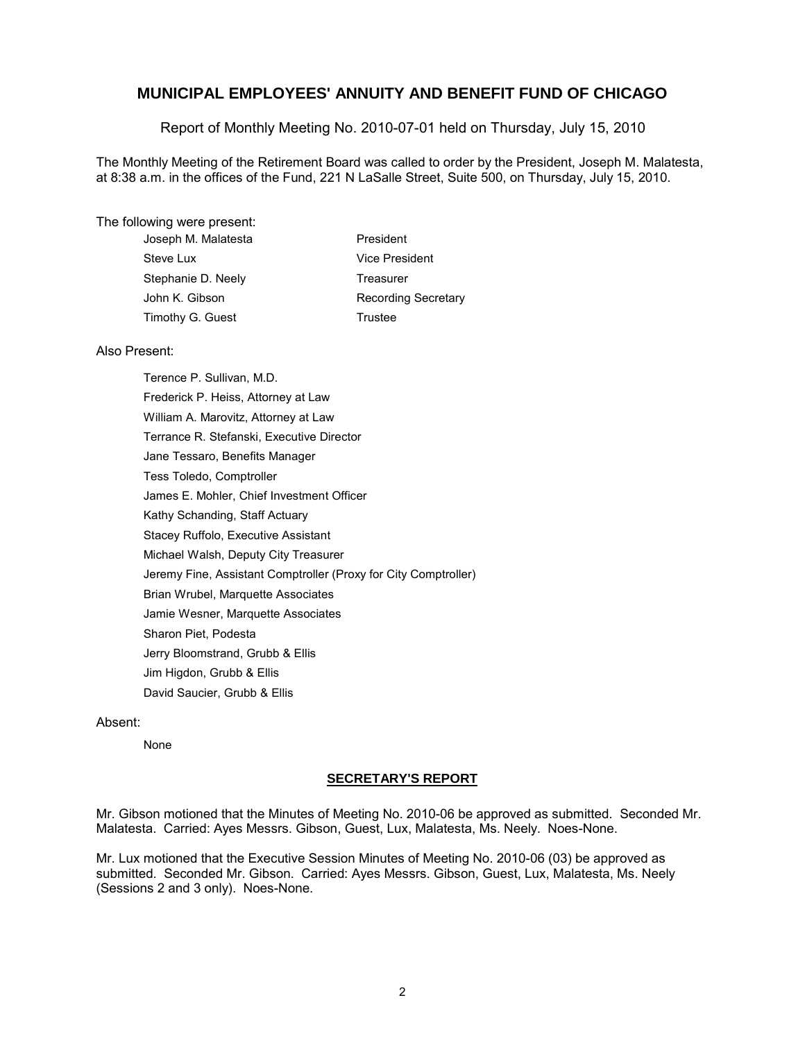# MUNICIPAL EMPLOYEES' ANNUITY AND BENEFIT FUND OF CHICAGO

Report of Monthly Meeting No. 2010-07-01 held on Thursday, July 15, 2010

The Monthly Meeting of the Retirement Board was called to order by the President, Joseph M. Malatesta, at 8:38 a.m. in the offices of the Fund, 221 N LaSalle Street, Suite 500, on Thursday, July 15, 2010.

The following were present:

| | |
|---|---|
| Joseph M. Malatesta | President |
| Steve Lux | Vice President |
| Stephanie D. Neely | Treasurer |
| John K. Gibson | Recording Secretary |
| Timothy G. Guest | Trustee |

Also Present:

Terence P. Sullivan, M.D.
Frederick P. Heiss, Attorney at Law
William A. Marovitz, Attorney at Law
Terrance R. Stefanski, Executive Director
Jane Tessaro, Benefits Manager
Tess Toledo, Comptroller
James E. Mohler, Chief Investment Officer
Kathy Schanding, Staff Actuary
Stacey Ruffolo, Executive Assistant
Michael Walsh, Deputy City Treasurer
Jeremy Fine, Assistant Comptroller (Proxy for City Comptroller)
Brian Wrubel, Marquette Associates
Jamie Wesner, Marquette Associates
Sharon Piet, Podesta
Jerry Bloomstrand, Grubb & Ellis
Jim Higdon, Grubb & Ellis
David Saucier, Grubb & Ellis

Absent:

None

## SECRETARY'S REPORT

Mr. Gibson motioned that the Minutes of Meeting No. 2010-06 be approved as submitted. Seconded Mr. Malatesta. Carried: Ayes Messrs. Gibson, Guest, Lux, Malatesta, Ms. Neely. Noes-None.

Mr. Lux motioned that the Executive Session Minutes of Meeting No. 2010-06 (03) be approved as submitted. Seconded Mr. Gibson. Carried: Ayes Messrs. Gibson, Guest, Lux, Malatesta, Ms. Neely (Sessions 2 and 3 only). Noes-None.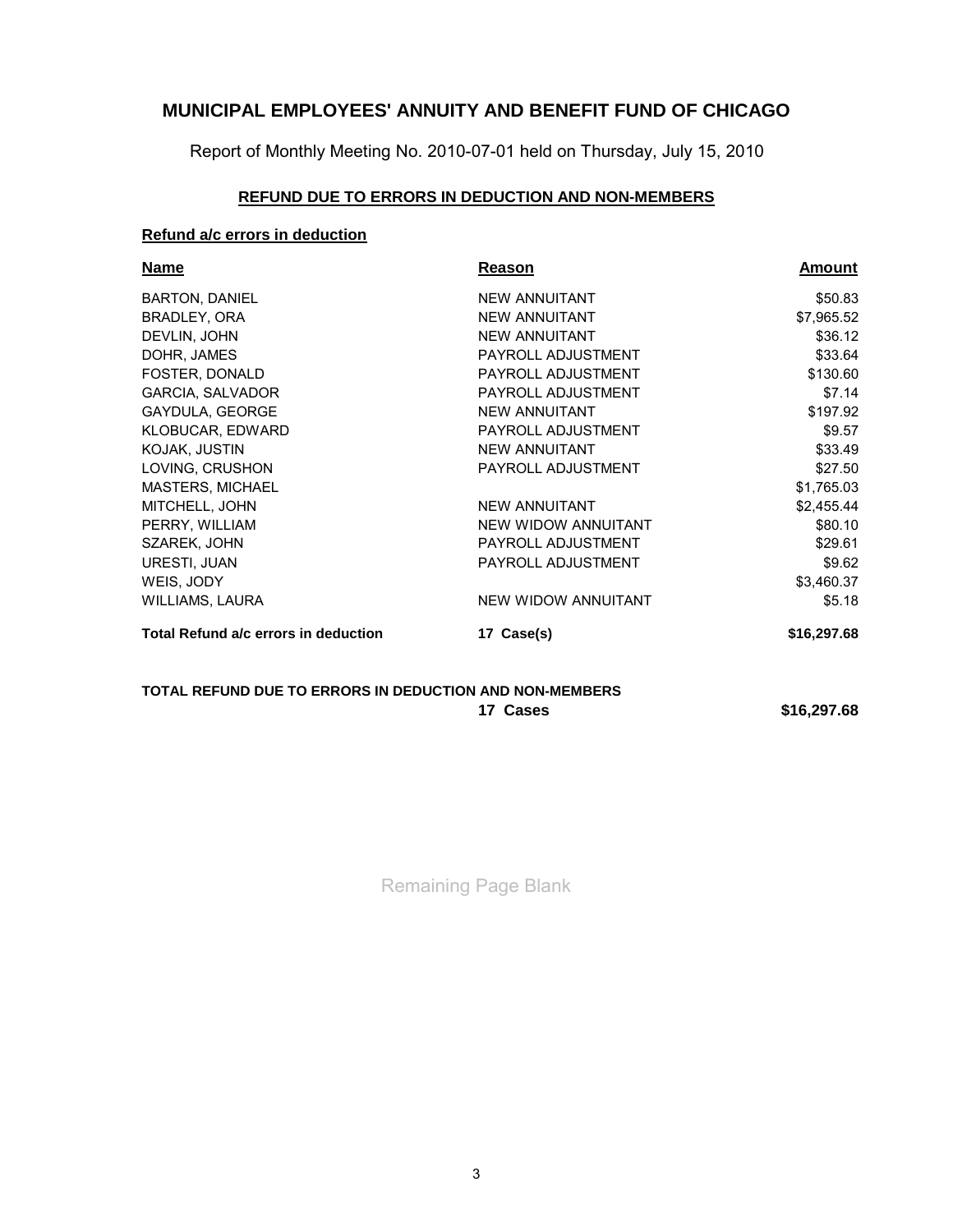# MUNICIPAL EMPLOYEES' ANNUITY AND BENEFIT FUND OF CHICAGO

Report of Monthly Meeting No. 2010-07-01 held on Thursday, July 15, 2010

## REFUND DUE TO ERRORS IN DEDUCTION AND NON-MEMBERS

### Refund a/c errors in deduction

| Name | Reason | Amount |
|---|---|---|
| BARTON, DANIEL | NEW ANNUITANT | $50.83 |
| BRADLEY, ORA | NEW ANNUITANT | $7,965.52 |
| DEVLIN, JOHN | NEW ANNUITANT | $36.12 |
| DOHR, JAMES | PAYROLL ADJUSTMENT | $33.64 |
| FOSTER, DONALD | PAYROLL ADJUSTMENT | $130.60 |
| GARCIA, SALVADOR | PAYROLL ADJUSTMENT | $7.14 |
| GAYDULA, GEORGE | NEW ANNUITANT | $197.92 |
| KLOBUCAR, EDWARD | PAYROLL ADJUSTMENT | $9.57 |
| KOJAK, JUSTIN | NEW ANNUITANT | $33.49 |
| LOVING, CRUSHON | PAYROLL ADJUSTMENT | $27.50 |
| MASTERS, MICHAEL | | $1,765.03 |
| MITCHELL, JOHN | NEW ANNUITANT | $2,455.44 |
| PERRY, WILLIAM | NEW WIDOW ANNUITANT | $80.10 |
| SZAREK, JOHN | PAYROLL ADJUSTMENT | $29.61 |
| URESTI, JUAN | PAYROLL ADJUSTMENT | $9.62 |
| WEIS, JODY | | $3,460.37 |
| WILLIAMS, LAURA | NEW WIDOW ANNUITANT | $5.18 |
| **Total Refund a/c errors in deduction** | **17 Case(s)** | **$16,297.68** |

**TOTAL REFUND DUE TO ERRORS IN DEDUCTION AND NON-MEMBERS** **17 Cases** **$16,297.68**

Remaining Page Blank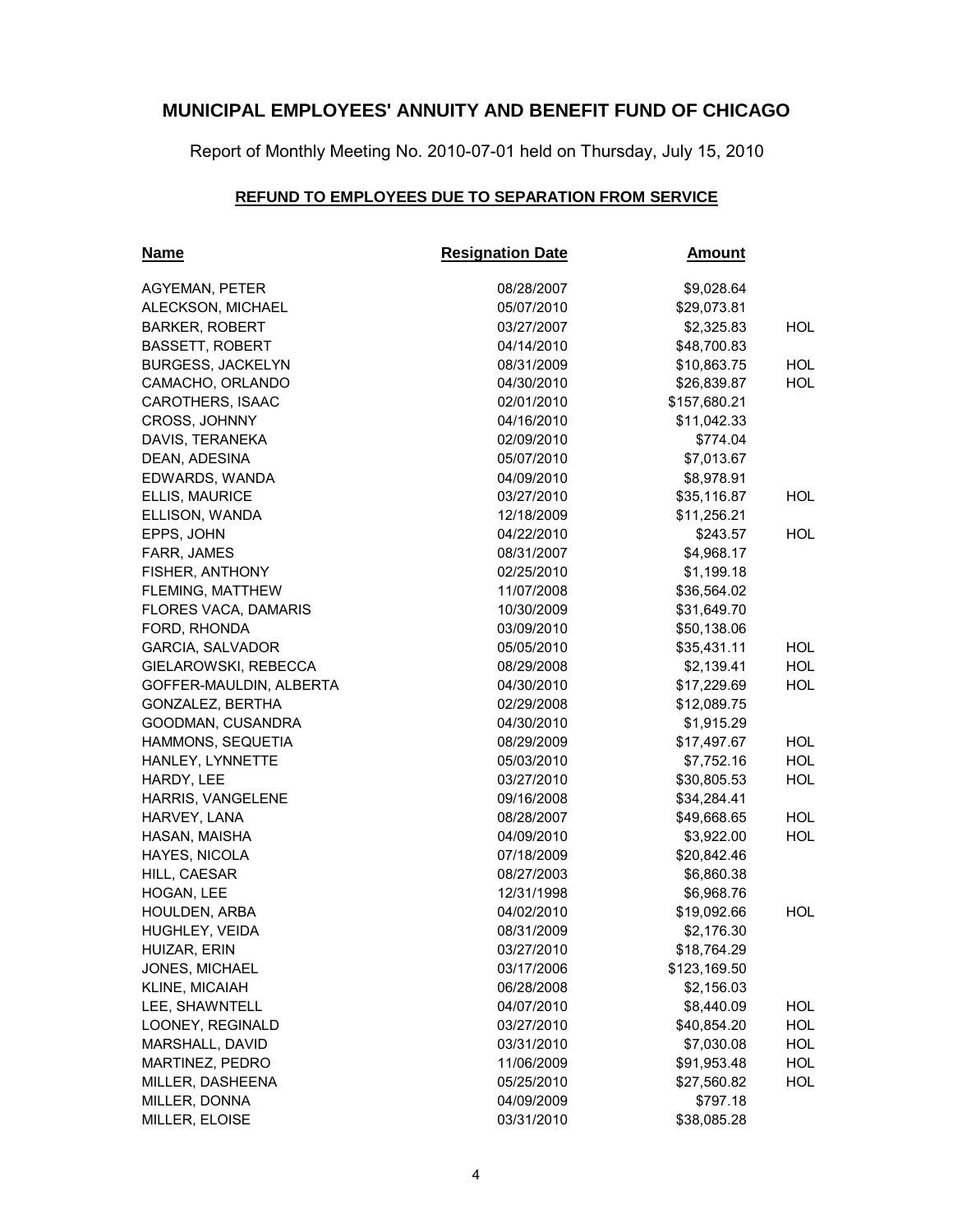# MUNICIPAL EMPLOYEES' ANNUITY AND BENEFIT FUND OF CHICAGO

Report of Monthly Meeting No. 2010-07-01 held on Thursday, July 15, 2010

## REFUND TO EMPLOYEES DUE TO SEPARATION FROM SERVICE

| Name | Resignation Date | Amount | |
|---|---|---|---|
| AGYEMAN, PETER | 08/28/2007 | $9,028.64 | |
| ALECKSON, MICHAEL | 05/07/2010 | $29,073.81 | |
| BARKER, ROBERT | 03/27/2007 | $2,325.83 | HOL |
| BASSETT, ROBERT | 04/14/2010 | $48,700.83 | |
| BURGESS, JACKELYN | 08/31/2009 | $10,863.75 | HOL |
| CAMACHO, ORLANDO | 04/30/2010 | $26,839.87 | HOL |
| CAROTHERS, ISAAC | 02/01/2010 | $157,680.21 | |
| CROSS, JOHNNY | 04/16/2010 | $11,042.33 | |
| DAVIS, TERANEKA | 02/09/2010 | $774.04 | |
| DEAN, ADESINA | 05/07/2010 | $7,013.67 | |
| EDWARDS, WANDA | 04/09/2010 | $8,978.91 | |
| ELLIS, MAURICE | 03/27/2010 | $35,116.87 | HOL |
| ELLISON, WANDA | 12/18/2009 | $11,256.21 | |
| EPPS, JOHN | 04/22/2010 | $243.57 | HOL |
| FARR, JAMES | 08/31/2007 | $4,968.17 | |
| FISHER, ANTHONY | 02/25/2010 | $1,199.18 | |
| FLEMING, MATTHEW | 11/07/2008 | $36,564.02 | |
| FLORES VACA, DAMARIS | 10/30/2009 | $31,649.70 | |
| FORD, RHONDA | 03/09/2010 | $50,138.06 | |
| GARCIA, SALVADOR | 05/05/2010 | $35,431.11 | HOL |
| GIELAROWSKI, REBECCA | 08/29/2008 | $2,139.41 | HOL |
| GOFFER-MAULDIN, ALBERTA | 04/30/2010 | $17,229.69 | HOL |
| GONZALEZ, BERTHA | 02/29/2008 | $12,089.75 | |
| GOODMAN, CUSANDRA | 04/30/2010 | $1,915.29 | |
| HAMMONS, SEQUETIA | 08/29/2009 | $17,497.67 | HOL |
| HANLEY, LYNNETTE | 05/03/2010 | $7,752.16 | HOL |
| HARDY, LEE | 03/27/2010 | $30,805.53 | HOL |
| HARRIS, VANGELENE | 09/16/2008 | $34,284.41 | |
| HARVEY, LANA | 08/28/2007 | $49,668.65 | HOL |
| HASAN, MAISHA | 04/09/2010 | $3,922.00 | HOL |
| HAYES, NICOLA | 07/18/2009 | $20,842.46 | |
| HILL, CAESAR | 08/27/2003 | $6,860.38 | |
| HOGAN, LEE | 12/31/1998 | $6,968.76 | |
| HOULDEN, ARBA | 04/02/2010 | $19,092.66 | HOL |
| HUGHLEY, VEIDA | 08/31/2009 | $2,176.30 | |
| HUIZAR, ERIN | 03/27/2010 | $18,764.29 | |
| JONES, MICHAEL | 03/17/2006 | $123,169.50 | |
| KLINE, MICAIAH | 06/28/2008 | $2,156.03 | |
| LEE, SHAWNTELL | 04/07/2010 | $8,440.09 | HOL |
| LOONEY, REGINALD | 03/27/2010 | $40,854.20 | HOL |
| MARSHALL, DAVID | 03/31/2010 | $7,030.08 | HOL |
| MARTINEZ, PEDRO | 11/06/2009 | $91,953.48 | HOL |
| MILLER, DASHEENA | 05/25/2010 | $27,560.82 | HOL |
| MILLER, DONNA | 04/09/2009 | $797.18 | |
| MILLER, ELOISE | 03/31/2010 | $38,085.28 | |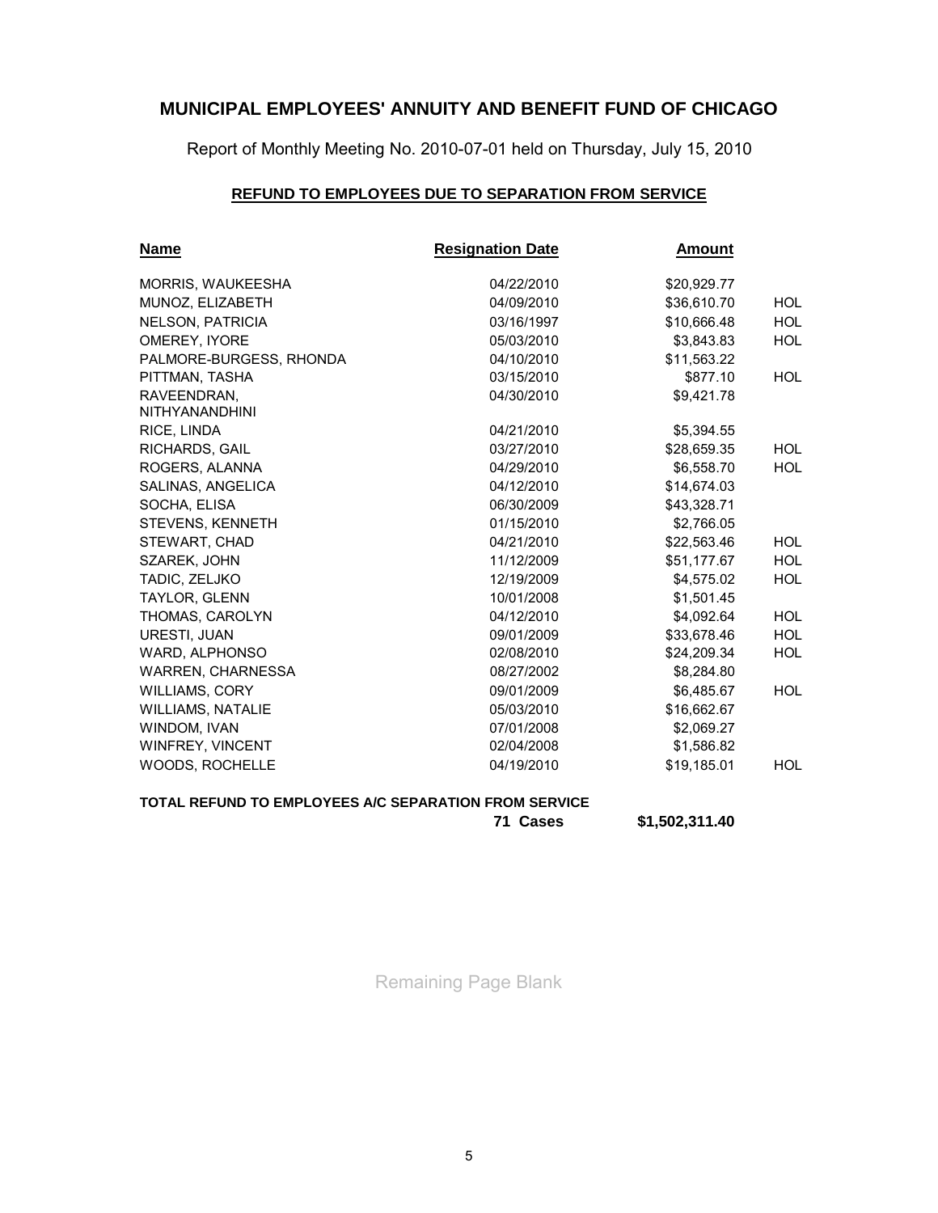# MUNICIPAL EMPLOYEES' ANNUITY AND BENEFIT FUND OF CHICAGO

Report of Monthly Meeting No. 2010-07-01 held on Thursday, July 15, 2010

## REFUND TO EMPLOYEES DUE TO SEPARATION FROM SERVICE

| Name | Resignation Date | Amount | |
|---|---|---|---|
| MORRIS, WAUKEESHA | 04/22/2010 | $20,929.77 | |
| MUNOZ, ELIZABETH | 04/09/2010 | $36,610.70 | HOL |
| NELSON, PATRICIA | 03/16/1997 | $10,666.48 | HOL |
| OMEREY, IYORE | 05/03/2010 | $3,843.83 | HOL |
| PALMORE-BURGESS, RHONDA | 04/10/2010 | $11,563.22 | |
| PITTMAN, TASHA | 03/15/2010 | $877.10 | HOL |
| RAVEENDRAN, NITHYANANDHINI | 04/30/2010 | $9,421.78 | |
| RICE, LINDA | 04/21/2010 | $5,394.55 | |
| RICHARDS, GAIL | 03/27/2010 | $28,659.35 | HOL |
| ROGERS, ALANNA | 04/29/2010 | $6,558.70 | HOL |
| SALINAS, ANGELICA | 04/12/2010 | $14,674.03 | |
| SOCHA, ELISA | 06/30/2009 | $43,328.71 | |
| STEVENS, KENNETH | 01/15/2010 | $2,766.05 | |
| STEWART, CHAD | 04/21/2010 | $22,563.46 | HOL |
| SZAREK, JOHN | 11/12/2009 | $51,177.67 | HOL |
| TADIC, ZELJKO | 12/19/2009 | $4,575.02 | HOL |
| TAYLOR, GLENN | 10/01/2008 | $1,501.45 | |
| THOMAS, CAROLYN | 04/12/2010 | $4,092.64 | HOL |
| URESTI, JUAN | 09/01/2009 | $33,678.46 | HOL |
| WARD, ALPHONSO | 02/08/2010 | $24,209.34 | HOL |
| WARREN, CHARNESSA | 08/27/2002 | $8,284.80 | |
| WILLIAMS, CORY | 09/01/2009 | $6,485.67 | HOL |
| WILLIAMS, NATALIE | 05/03/2010 | $16,662.67 | |
| WINDOM, IVAN | 07/01/2008 | $2,069.27 | |
| WINFREY, VINCENT | 02/04/2008 | $1,586.82 | |
| WOODS, ROCHELLE | 04/19/2010 | $19,185.01 | HOL |

**TOTAL REFUND TO EMPLOYEES A/C SEPARATION FROM SERVICE**

**71 Cases** **$1,502,311.40**

Remaining Page Blank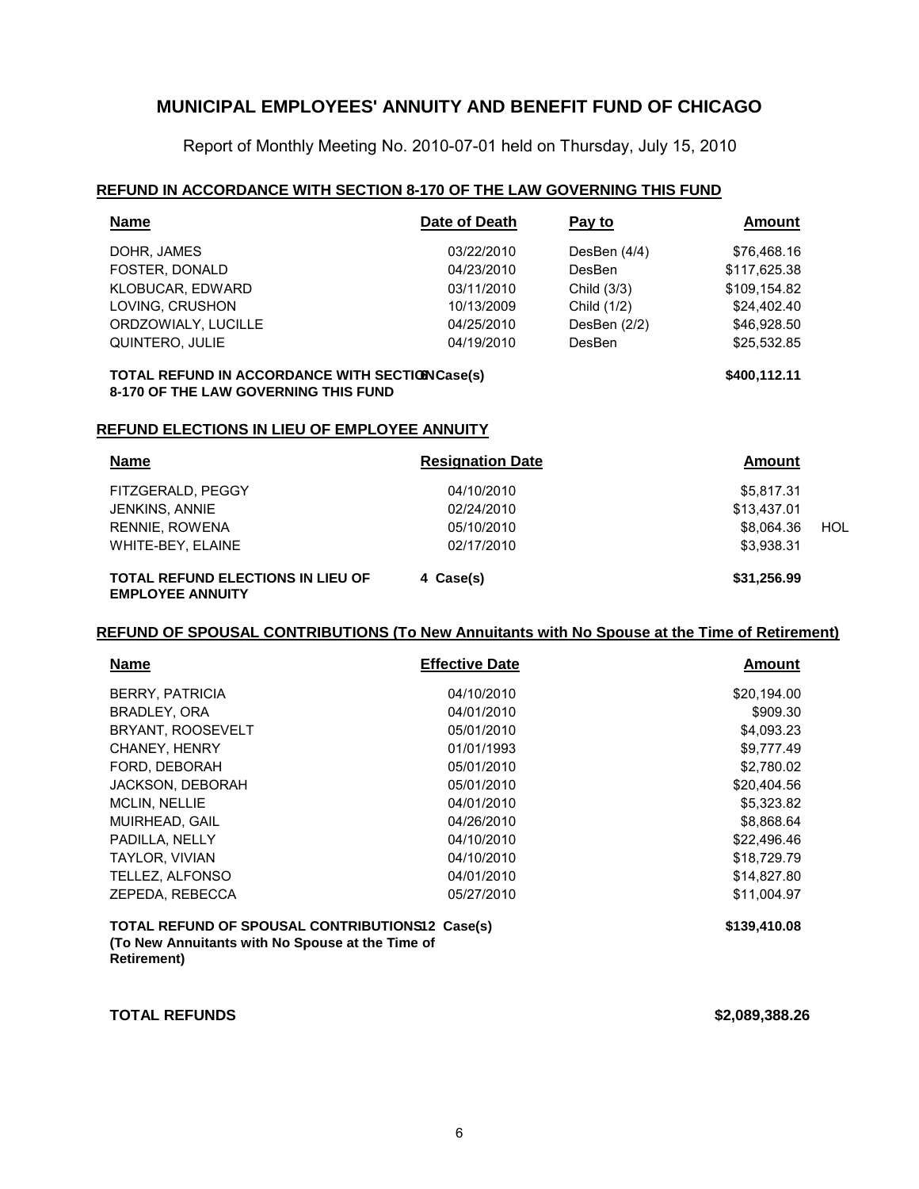# MUNICIPAL EMPLOYEES' ANNUITY AND BENEFIT FUND OF CHICAGO

Report of Monthly Meeting No. 2010-07-01 held on Thursday, July 15, 2010

## REFUND IN ACCORDANCE WITH SECTION 8-170 OF THE LAW GOVERNING THIS FUND

| Name | Date of Death | Pay to | Amount |
|---|---|---|---|
| DOHR, JAMES | 03/22/2010 | DesBen (4/4) | $76,468.16 |
| FOSTER, DONALD | 04/23/2010 | DesBen | $117,625.38 |
| KLOBUCAR, EDWARD | 03/11/2010 | Child (3/3) | $109,154.82 |
| LOVING, CRUSHON | 10/13/2009 | Child (1/2) | $24,402.40 |
| ORDZOWIALY, LUCILLE | 04/25/2010 | DesBen (2/2) | $46,928.50 |
| QUINTERO, JULIE | 04/19/2010 | DesBen | $25,532.85 |
| **TOTAL REFUND IN ACCORDANCE WITH SECTION 8-170 OF THE LAW GOVERNING THIS FUND** | **6 Case(s)** | | **$400,112.11** |

## REFUND ELECTIONS IN LIEU OF EMPLOYEE ANNUITY

| Name | Resignation Date | Amount | |
|---|---|---|---|
| FITZGERALD, PEGGY | 04/10/2010 | $5,817.31 | |
| JENKINS, ANNIE | 02/24/2010 | $13,437.01 | |
| RENNIE, ROWENA | 05/10/2010 | $8,064.36 | HOL |
| WHITE-BEY, ELAINE | 02/17/2010 | $3,938.31 | |
| **TOTAL REFUND ELECTIONS IN LIEU OF EMPLOYEE ANNUITY** | **4 Case(s)** | **$31,256.99** | |

## REFUND OF SPOUSAL CONTRIBUTIONS (To New Annuitants with No Spouse at the Time of Retirement)

| Name | Effective Date | Amount |
|---|---|---|
| BERRY, PATRICIA | 04/10/2010 | $20,194.00 |
| BRADLEY, ORA | 04/01/2010 | $909.30 |
| BRYANT, ROOSEVELT | 05/01/2010 | $4,093.23 |
| CHANEY, HENRY | 01/01/1993 | $9,777.49 |
| FORD, DEBORAH | 05/01/2010 | $2,780.02 |
| JACKSON, DEBORAH | 05/01/2010 | $20,404.56 |
| MCLIN, NELLIE | 04/01/2010 | $5,323.82 |
| MUIRHEAD, GAIL | 04/26/2010 | $8,868.64 |
| PADILLA, NELLY | 04/10/2010 | $22,496.46 |
| TAYLOR, VIVIAN | 04/10/2010 | $18,729.79 |
| TELLEZ, ALFONSO | 04/01/2010 | $14,827.80 |
| ZEPEDA, REBECCA | 05/27/2010 | $11,004.97 |
| **TOTAL REFUND OF SPOUSAL CONTRIBUTIONS (To New Annuitants with No Spouse at the Time of Retirement)** | **12 Case(s)** | **$139,410.08** |

**TOTAL REFUNDS** **$2,089,388.26**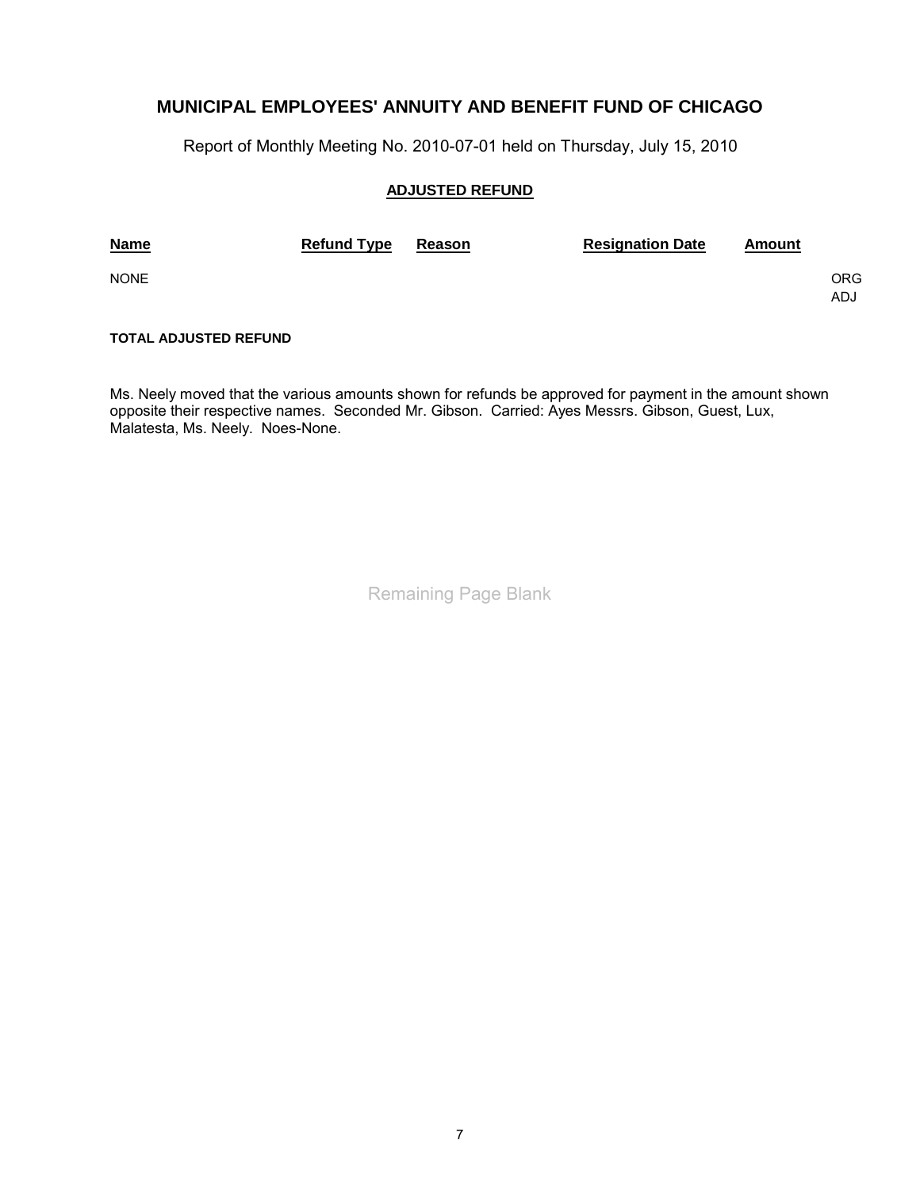# MUNICIPAL EMPLOYEES' ANNUITY AND BENEFIT FUND OF CHICAGO

Report of Monthly Meeting No. 2010-07-01 held on Thursday, July 15, 2010

## ADJUSTED REFUND

| Name | Refund Type | Reason | Resignation Date | Amount | |
|---|---|---|---|---|---|
| NONE | | | | | ORG<br>ADJ |

**TOTAL ADJUSTED REFUND**

Ms. Neely moved that the various amounts shown for refunds be approved for payment in the amount shown opposite their respective names. Seconded Mr. Gibson. Carried: Ayes Messrs. Gibson, Guest, Lux, Malatesta, Ms. Neely. Noes-None.

Remaining Page Blank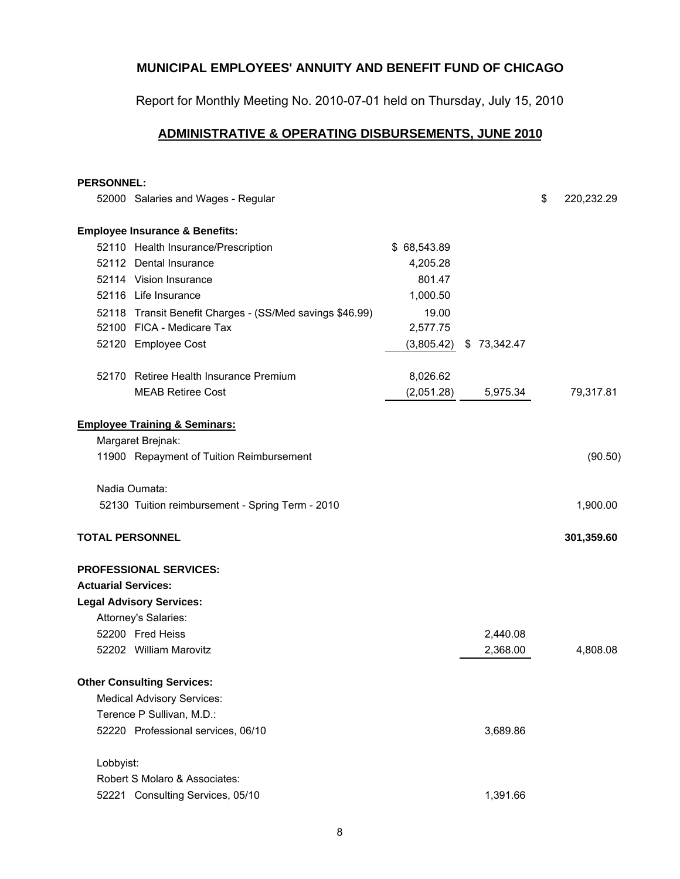# MUNICIPAL EMPLOYEES' ANNUITY AND BENEFIT FUND OF CHICAGO

Report for Monthly Meeting No. 2010-07-01 held on Thursday, July 15, 2010

## ADMINISTRATIVE & OPERATING DISBURSEMENTS, JUNE 2010

| | | | |
|---|---|---|---|
| **PERSONNEL:** | | | |
| 52000 Salaries and Wages - Regular | | | $ 220,232.29 |
| **Employee Insurance & Benefits:** | | | |
| 52110 Health Insurance/Prescription | $ 68,543.89 | | |
| 52112 Dental Insurance | 4,205.28 | | |
| 52114 Vision Insurance | 801.47 | | |
| 52116 Life Insurance | 1,000.50 | | |
| 52118 Transit Benefit Charges - (SS/Med savings $46.99) | 19.00 | | |
| 52100 FICA - Medicare Tax | 2,577.75 | | |
| 52120 Employee Cost | (3,805.42) | $ 73,342.47 | |
| 52170 Retiree Health Insurance Premium | 8,026.62 | | |
| MEAB Retiree Cost | (2,051.28) | 5,975.34 | 79,317.81 |
| **Employee Training & Seminars:** | | | |
| Margaret Brejnak: | | | |
| 11900 Repayment of Tuition Reimbursement | | | (90.50) |
| Nadia Oumata: | | | |
| 52130 Tuition reimbursement - Spring Term - 2010 | | | 1,900.00 |
| **TOTAL PERSONNEL** | | | **301,359.60** |
| **PROFESSIONAL SERVICES:** | | | |
| **Actuarial Services:** | | | |
| **Legal Advisory Services:** | | | |
| Attorney's Salaries: | | | |
| 52200 Fred Heiss | | 2,440.08 | |
| 52202 William Marovitz | | 2,368.00 | 4,808.08 |
| **Other Consulting Services:** | | | |
| Medical Advisory Services: | | | |
| Terence P Sullivan, M.D.: | | | |
| 52220 Professional services, 06/10 | | 3,689.86 | |
| Lobbyist: | | | |
| Robert S Molaro & Associates: | | | |
| 52221 Consulting Services, 05/10 | | 1,391.66 | |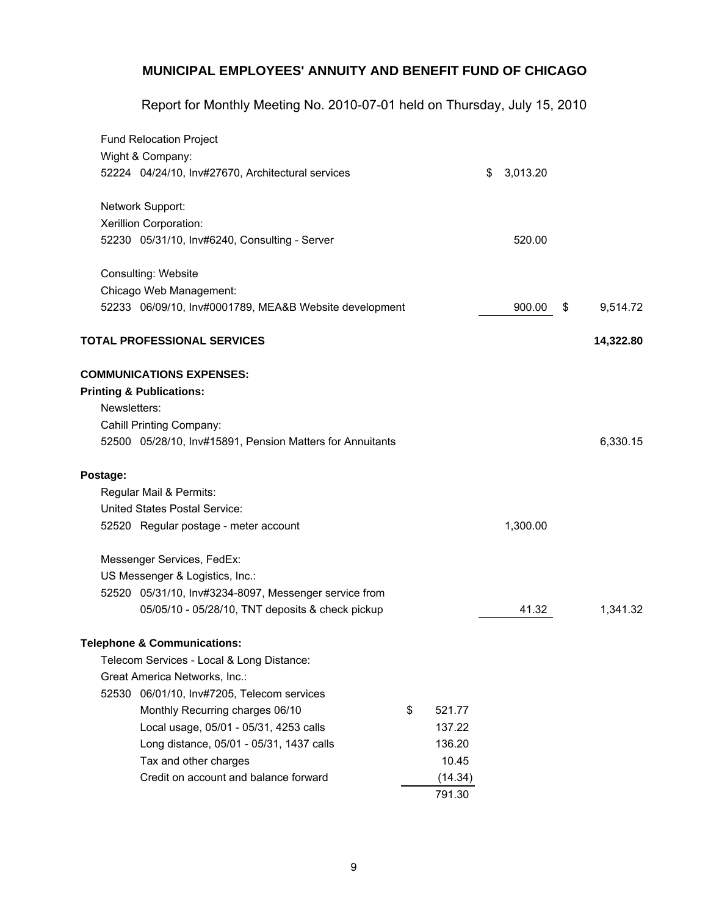**MUNICIPAL EMPLOYEES' ANNUITY AND BENEFIT FUND OF CHICAGO**

Report for Monthly Meeting No. 2010-07-01 held on Thursday, July 15, 2010

| | | | |
|---|---|---|---|
| Fund Relocation Project | | | |
| Wight & Company: | | | |
| 52224 04/24/10, Inv#27670, Architectural services | | $ 3,013.20 | |
| | | | |
| Network Support: | | | |
| Xerillion Corporation: | | | |
| 52230 05/31/10, Inv#6240, Consulting - Server | | 520.00 | |
| | | | |
| Consulting: Website | | | |
| Chicago Web Management: | | | |
| 52233 06/09/10, Inv#0001789, MEA&B Website development | | 900.00 | $ 9,514.72 |
| | | | |
| **TOTAL PROFESSIONAL SERVICES** | | | **14,322.80** |
| | | | |
| **COMMUNICATIONS EXPENSES:** | | | |
| **Printing & Publications:** | | | |
| Newsletters: | | | |
| Cahill Printing Company: | | | |
| 52500 05/28/10, Inv#15891, Pension Matters for Annuitants | | | 6,330.15 |
| | | | |
| **Postage:** | | | |
| Regular Mail & Permits: | | | |
| United States Postal Service: | | | |
| 52520 Regular postage - meter account | | 1,300.00 | |
| | | | |
| Messenger Services, FedEx: | | | |
| US Messenger & Logistics, Inc.: | | | |
| 52520 05/31/10, Inv#3234-8097, Messenger service from 05/05/10 - 05/28/10, TNT deposits & check pickup | | 41.32 | 1,341.32 |
| | | | |
| **Telephone & Communications:** | | | |
| Telecom Services - Local & Long Distance: | | | |
| Great America Networks, Inc.: | | | |
| 52530 06/01/10, Inv#7205, Telecom services | | | |
| Monthly Recurring charges 06/10 | $ 521.77 | | |
| Local usage, 05/01 - 05/31, 4253 calls | 137.22 | | |
| Long distance, 05/01 - 05/31, 1437 calls | 136.20 | | |
| Tax and other charges | 10.45 | | |
| Credit on account and balance forward | (14.34) | | |
| | 791.30 | | |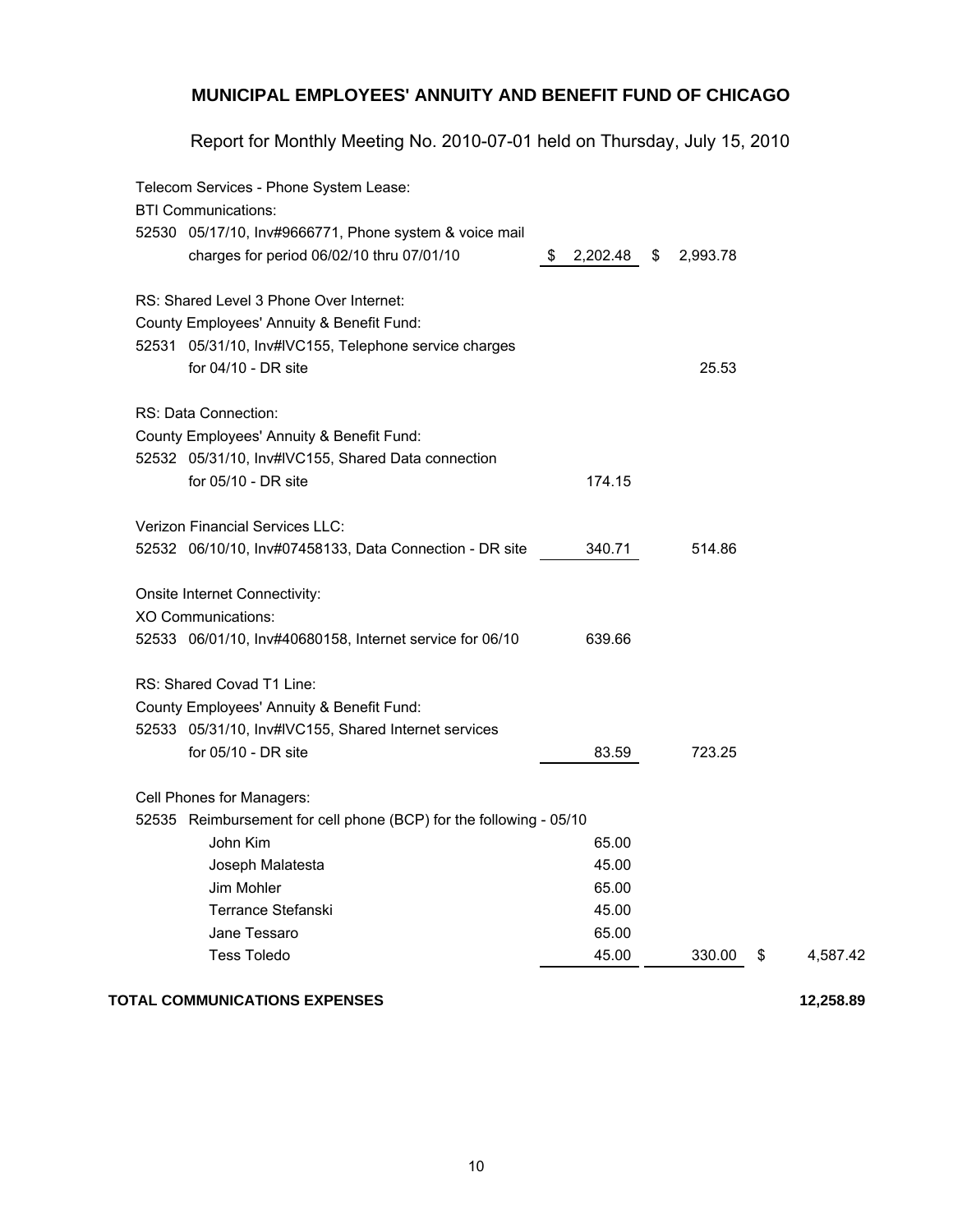# MUNICIPAL EMPLOYEES' ANNUITY AND BENEFIT FUND OF CHICAGO

Report for Monthly Meeting No. 2010-07-01 held on Thursday, July 15, 2010

| | | | | |
|---|---|---|---|---|
| **Telecom Services - Phone System Lease:** | | | | |
| BTI Communications: | | | | |
| 52530 05/17/10, Inv#9666771, Phone system & voice mail charges for period 06/02/10 thru 07/01/10 | $ 2,202.48 | $ 2,993.78 | | |
| **RS: Shared Level 3 Phone Over Internet:** | | | | |
| County Employees' Annuity & Benefit Fund: | | | | |
| 52531 05/31/10, Inv#IVC155, Telephone service charges for 04/10 - DR site | | 25.53 | | |
| **RS: Data Connection:** | | | | |
| County Employees' Annuity & Benefit Fund: | | | | |
| 52532 05/31/10, Inv#IVC155, Shared Data connection for 05/10 - DR site | 174.15 | | | |
| Verizon Financial Services LLC: | | | | |
| 52532 06/10/10, Inv#07458133, Data Connection - DR site | 340.71 | 514.86 | | |
| **Onsite Internet Connectivity:** | | | | |
| XO Communications: | | | | |
| 52533 06/01/10, Inv#40680158, Internet service for 06/10 | 639.66 | | | |
| **RS: Shared Covad T1 Line:** | | | | |
| County Employees' Annuity & Benefit Fund: | | | | |
| 52533 05/31/10, Inv#IVC155, Shared Internet services for 05/10 - DR site | 83.59 | 723.25 | | |
| **Cell Phones for Managers:** | | | | |
| 52535 Reimbursement for cell phone (BCP) for the following - 05/10 | | | | |
| John Kim | 65.00 | | | |
| Joseph Malatesta | 45.00 | | | |
| Jim Mohler | 65.00 | | | |
| Terrance Stefanski | 45.00 | | | |
| Jane Tessaro | 65.00 | | | |
| Tess Toledo | 45.00 | 330.00 | $ | 4,587.42 |

**TOTAL COMMUNICATIONS EXPENSES** **12,258.89**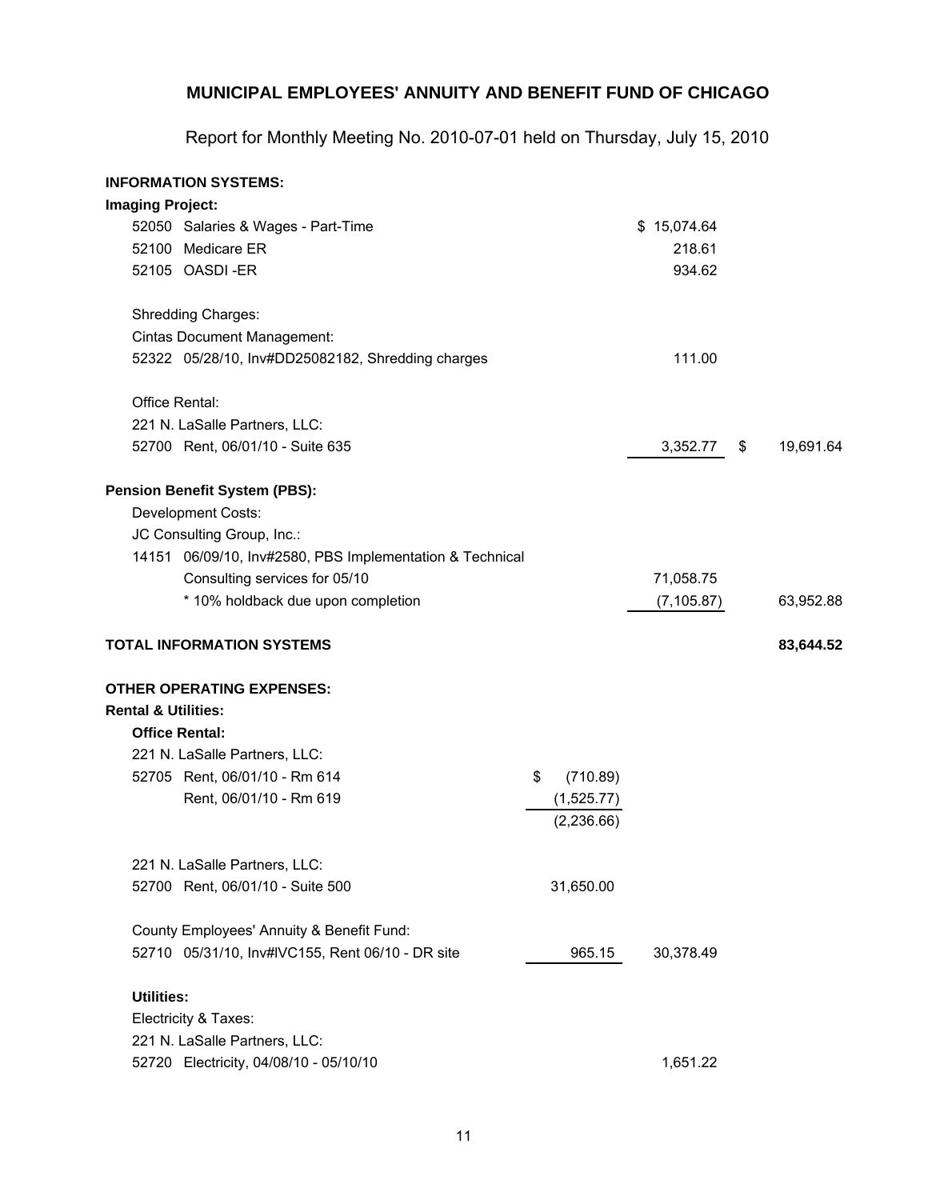## MUNICIPAL EMPLOYEES' ANNUITY AND BENEFIT FUND OF CHICAGO

Report for Monthly Meeting No. 2010-07-01 held on Thursday, July 15, 2010

| | | | |
|---|---|---|---|
| **INFORMATION SYSTEMS:** | | | |
| **Imaging Project:** | | | |
| 52050 Salaries & Wages - Part-Time | | $ 15,074.64 | |
| 52100 Medicare ER | | 218.61 | |
| 52105 OASDI -ER | | 934.62 | |
| Shredding Charges: | | | |
| Cintas Document Management: | | | |
| 52322 05/28/10, Inv#DD25082182, Shredding charges | | 111.00 | |
| Office Rental: | | | |
| 221 N. LaSalle Partners, LLC: | | | |
| 52700 Rent, 06/01/10 - Suite 635 | | 3,352.77 | $ 19,691.64 |
| **Pension Benefit System (PBS):** | | | |
| Development Costs: | | | |
| JC Consulting Group, Inc.: | | | |
| 14151 06/09/10, Inv#2580, PBS Implementation & Technical Consulting services for 05/10 | | 71,058.75 | |
| * 10% holdback due upon completion | | (7,105.87) | 63,952.88 |
| **TOTAL INFORMATION SYSTEMS** | | | **83,644.52** |
| **OTHER OPERATING EXPENSES:** | | | |
| **Rental & Utilities:** | | | |
| **Office Rental:** | | | |
| 221 N. LaSalle Partners, LLC: | | | |
| 52705 Rent, 06/01/10 - Rm 614 | $ (710.89) | | |
| Rent, 06/01/10 - Rm 619 | (1,525.77) | | |
| | (2,236.66) | | |
| 221 N. LaSalle Partners, LLC: | | | |
| 52700 Rent, 06/01/10 - Suite 500 | 31,650.00 | | |
| County Employees' Annuity & Benefit Fund: | | | |
| 52710 05/31/10, Inv#IVC155, Rent 06/10 - DR site | 965.15 | 30,378.49 | |
| **Utilities:** | | | |
| Electricity & Taxes: | | | |
| 221 N. LaSalle Partners, LLC: | | | |
| 52720 Electricity, 04/08/10 - 05/10/10 | | 1,651.22 | |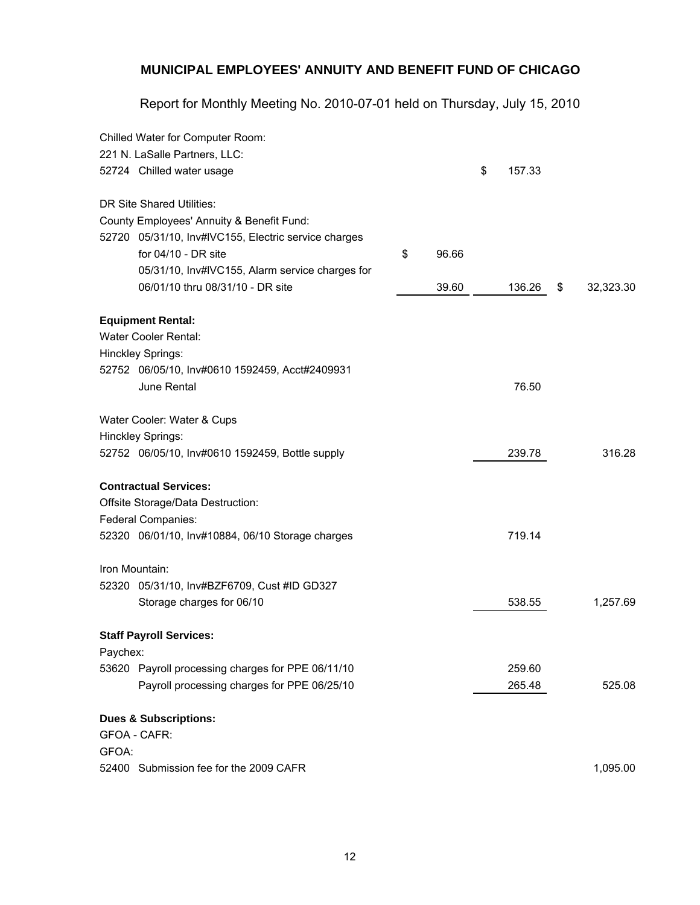# MUNICIPAL EMPLOYEES' ANNUITY AND BENEFIT FUND OF CHICAGO

Report for Monthly Meeting No. 2010-07-01 held on Thursday, July 15, 2010

| Description | | | |
|---|---|---|---|
| Chilled Water for Computer Room: | | | |
| 221 N. LaSalle Partners, LLC: | | | |
| 52724 Chilled water usage | | $ 157.33 | |
| | | | |
| DR Site Shared Utilities: | | | |
| County Employees' Annuity & Benefit Fund: | | | |
| 52720 05/31/10, Inv#IVC155, Electric service charges for 04/10 - DR site | $ 96.66 | | |
| 05/31/10, Inv#IVC155, Alarm service charges for 06/01/10 thru 08/31/10 - DR site | 39.60 | 136.26 | $ 32,323.30 |
| | | | |
| **Equipment Rental:** | | | |
| Water Cooler Rental: | | | |
| Hinckley Springs: | | | |
| 52752 06/05/10, Inv#0610 1592459, Acct#2409931 June Rental | | 76.50 | |
| | | | |
| Water Cooler: Water & Cups | | | |
| Hinckley Springs: | | | |
| 52752 06/05/10, Inv#0610 1592459, Bottle supply | | 239.78 | 316.28 |
| | | | |
| **Contractual Services:** | | | |
| Offsite Storage/Data Destruction: | | | |
| Federal Companies: | | | |
| 52320 06/01/10, Inv#10884, 06/10 Storage charges | | 719.14 | |
| | | | |
| Iron Mountain: | | | |
| 52320 05/31/10, Inv#BZF6709, Cust #ID GD327 Storage charges for 06/10 | | 538.55 | 1,257.69 |
| | | | |
| **Staff Payroll Services:** | | | |
| Paychex: | | | |
| 53620 Payroll processing charges for PPE 06/11/10 | | 259.60 | |
| Payroll processing charges for PPE 06/25/10 | | 265.48 | 525.08 |
| | | | |
| **Dues & Subscriptions:** | | | |
| GFOA - CAFR: | | | |
| GFOA: | | | |
| 52400 Submission fee for the 2009 CAFR | | | 1,095.00 |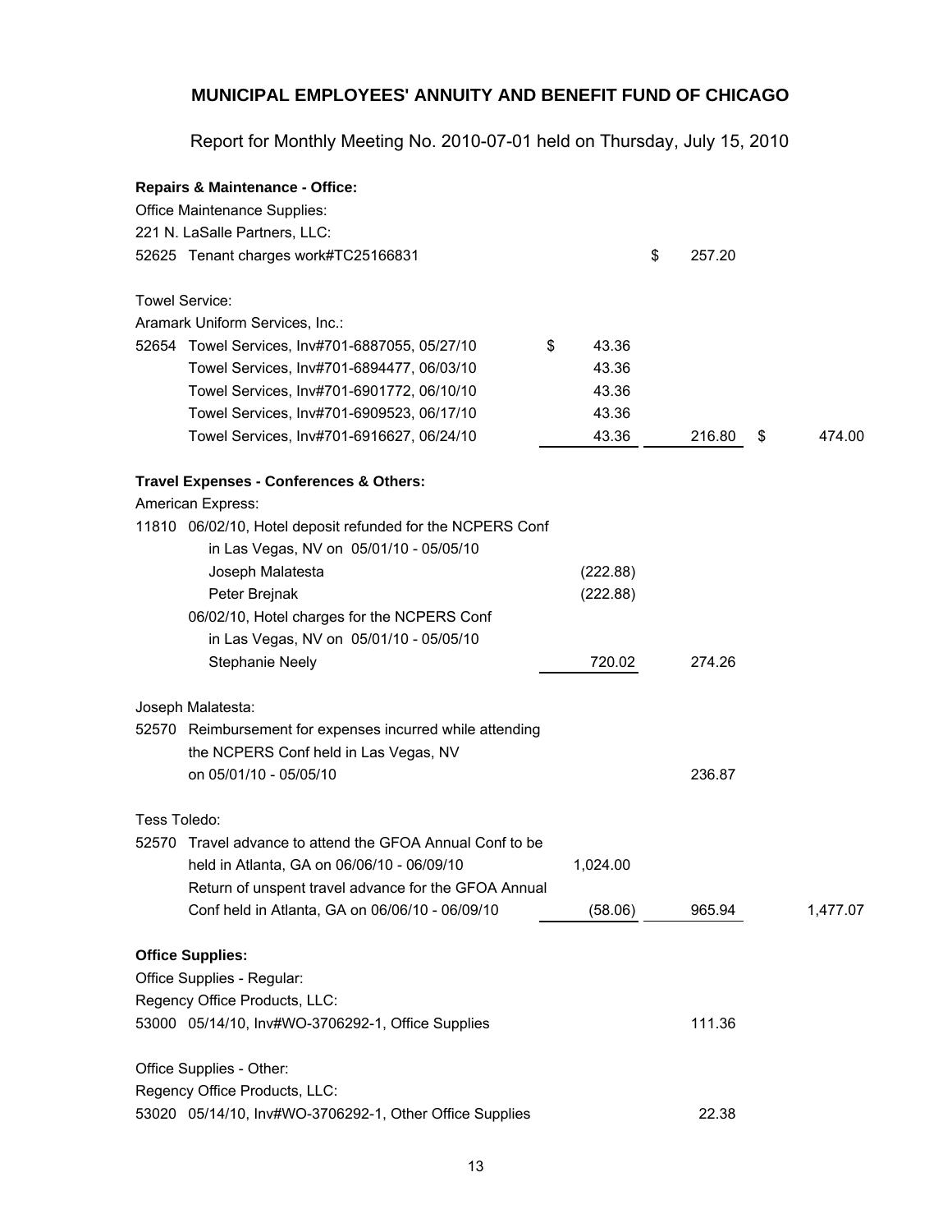# MUNICIPAL EMPLOYEES' ANNUITY AND BENEFIT FUND OF CHICAGO

Report for Monthly Meeting No. 2010-07-01 held on Thursday, July 15, 2010

| | | | | |
|---|---|---|---|---|
| **Repairs & Maintenance - Office:** | | | | |
| Office Maintenance Supplies: | | | | |
| 221 N. LaSalle Partners, LLC: | | | | |
| 52625 Tenant charges work#TC25166831 | | | $ 257.20 | |
| | | | | |
| Towel Service: | | | | |
| Aramark Uniform Services, Inc.: | | | | |
| 52654 Towel Services, Inv#701-6887055, 05/27/10 | | $ 43.36 | | |
| Towel Services, Inv#701-6894477, 06/03/10 | | 43.36 | | |
| Towel Services, Inv#701-6901772, 06/10/10 | | 43.36 | | |
| Towel Services, Inv#701-6909523, 06/17/10 | | 43.36 | | |
| Towel Services, Inv#701-6916627, 06/24/10 | | 43.36 | 216.80 | $ 474.00 |
| | | | | |
| **Travel Expenses - Conferences & Others:** | | | | |
| American Express: | | | | |
| 11810 06/02/10, Hotel deposit refunded for the NCPERS Conf in Las Vegas, NV on 05/01/10 - 05/05/10 | | | | |
| Joseph Malatesta | | (222.88) | | |
| Peter Brejnak | | (222.88) | | |
| 06/02/10, Hotel charges for the NCPERS Conf in Las Vegas, NV on 05/01/10 - 05/05/10 | | | | |
| Stephanie Neely | | 720.02 | 274.26 | |
| | | | | |
| Joseph Malatesta: | | | | |
| 52570 Reimbursement for expenses incurred while attending the NCPERS Conf held in Las Vegas, NV on 05/01/10 - 05/05/10 | | | 236.87 | |
| | | | | |
| Tess Toledo: | | | | |
| 52570 Travel advance to attend the GFOA Annual Conf to be held in Atlanta, GA on 06/06/10 - 06/09/10 | | 1,024.00 | | |
| Return of unspent travel advance for the GFOA Annual Conf held in Atlanta, GA on 06/06/10 - 06/09/10 | | (58.06) | 965.94 | 1,477.07 |
| | | | | |
| **Office Supplies:** | | | | |
| Office Supplies - Regular: | | | | |
| Regency Office Products, LLC: | | | | |
| 53000 05/14/10, Inv#WO-3706292-1, Office Supplies | | | 111.36 | |
| | | | | |
| Office Supplies - Other: | | | | |
| Regency Office Products, LLC: | | | | |
| 53020 05/14/10, Inv#WO-3706292-1, Other Office Supplies | | | 22.38 | |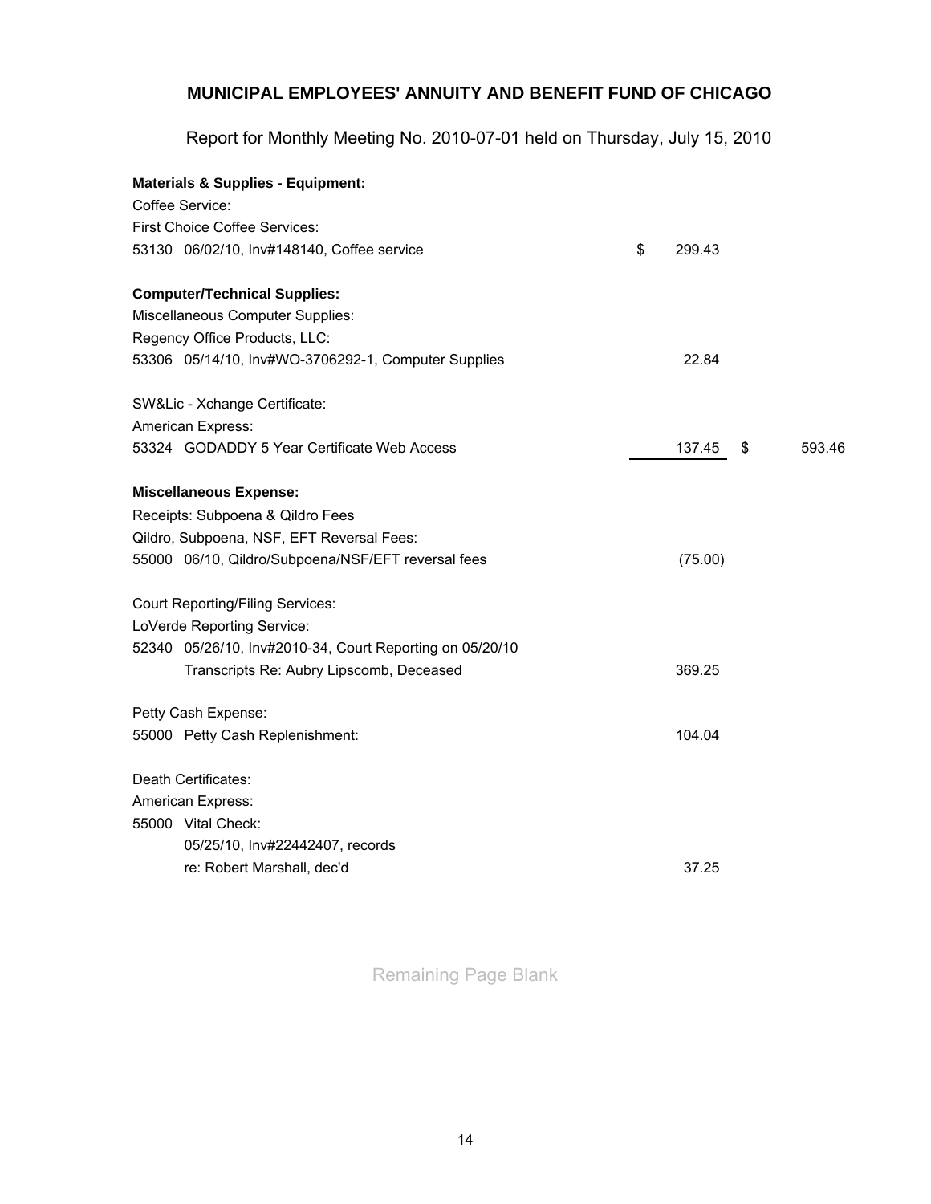## MUNICIPAL EMPLOYEES' ANNUITY AND BENEFIT FUND OF CHICAGO

Report for Monthly Meeting No. 2010-07-01 held on Thursday, July 15, 2010

| | | |
|---|---|---|
| **Materials & Supplies - Equipment:** | | |
| Coffee Service: | | |
| First Choice Coffee Services: | | |
| 53130 06/02/10, Inv#148140, Coffee service | $ 299.43 | |
| | | |
| **Computer/Technical Supplies:** | | |
| Miscellaneous Computer Supplies: | | |
| Regency Office Products, LLC: | | |
| 53306 05/14/10, Inv#WO-3706292-1, Computer Supplies | 22.84 | |
| | | |
| SW&Lic - Xchange Certificate: | | |
| American Express: | | |
| 53324 GODADDY 5 Year Certificate Web Access | 137.45 | $ 593.46 |
| | | |
| **Miscellaneous Expense:** | | |
| Receipts: Subpoena & Qildro Fees | | |
| Qildro, Subpoena, NSF, EFT Reversal Fees: | | |
| 55000 06/10, Qildro/Subpoena/NSF/EFT reversal fees | (75.00) | |
| | | |
| Court Reporting/Filing Services: | | |
| LoVerde Reporting Service: | | |
| 52340 05/26/10, Inv#2010-34, Court Reporting on 05/20/10 Transcripts Re: Aubry Lipscomb, Deceased | 369.25 | |
| | | |
| Petty Cash Expense: | | |
| 55000 Petty Cash Replenishment: | 104.04 | |
| | | |
| Death Certificates: | | |
| American Express: | | |
| 55000 Vital Check: 05/25/10, Inv#22442407, records re: Robert Marshall, dec'd | 37.25 | |

Remaining Page Blank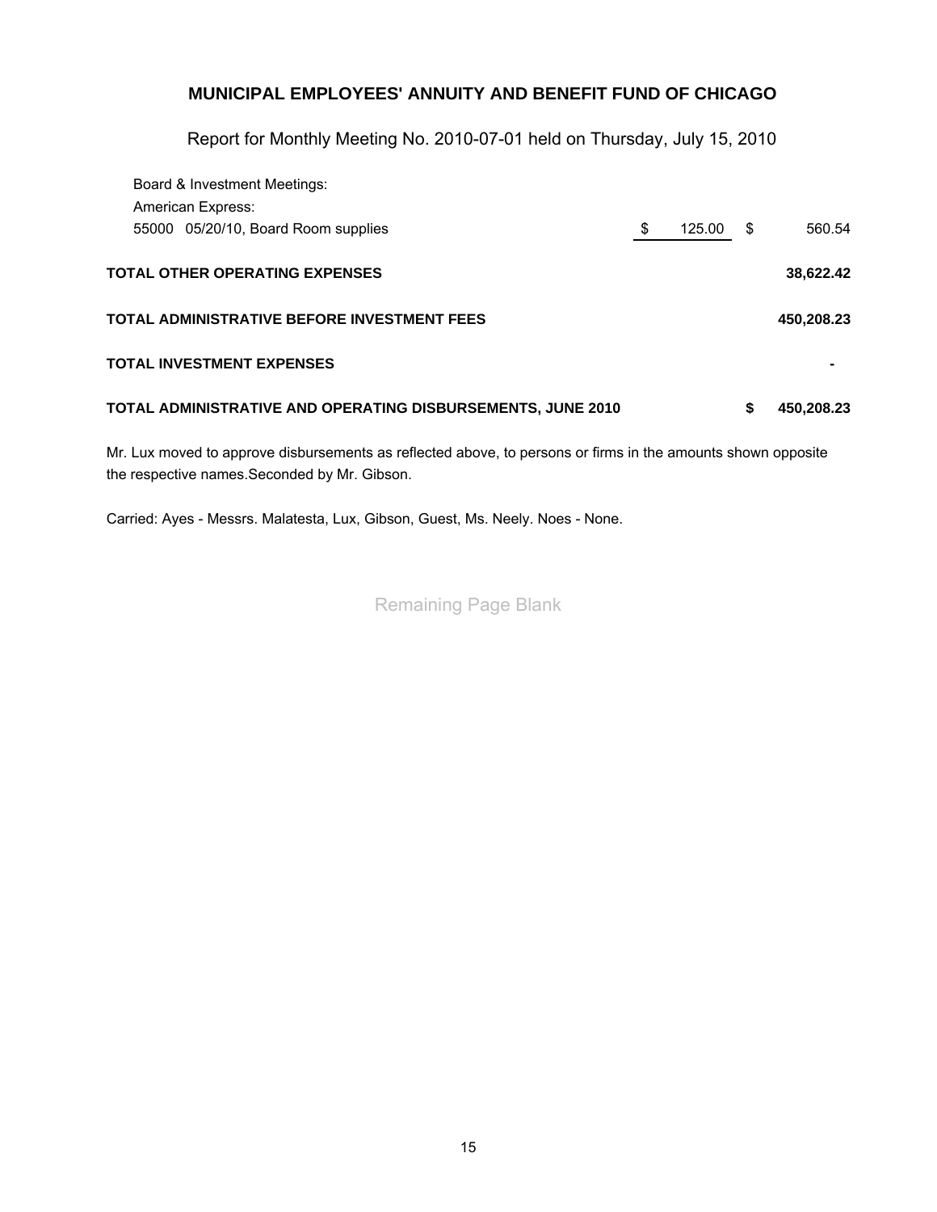## MUNICIPAL EMPLOYEES' ANNUITY AND BENEFIT FUND OF CHICAGO

Report for Monthly Meeting No. 2010-07-01 held on Thursday, July 15, 2010

| | | |
|---|---|---|
| Board & Investment Meetings: | | |
| American Express: | | |
| 55000 05/20/10, Board Room supplies | $ 125.00 | $ 560.54 |
| **TOTAL OTHER OPERATING EXPENSES** | | **38,622.42** |
| **TOTAL ADMINISTRATIVE BEFORE INVESTMENT FEES** | | **450,208.23** |
| **TOTAL INVESTMENT EXPENSES** | | **-** |
| **TOTAL ADMINISTRATIVE AND OPERATING DISBURSEMENTS, JUNE 2010** | | **$ 450,208.23** |

Mr. Lux moved to approve disbursements as reflected above, to persons or firms in the amounts shown opposite the respective names.Seconded by Mr. Gibson.

Carried: Ayes - Messrs. Malatesta, Lux, Gibson, Guest, Ms. Neely. Noes - None.

Remaining Page Blank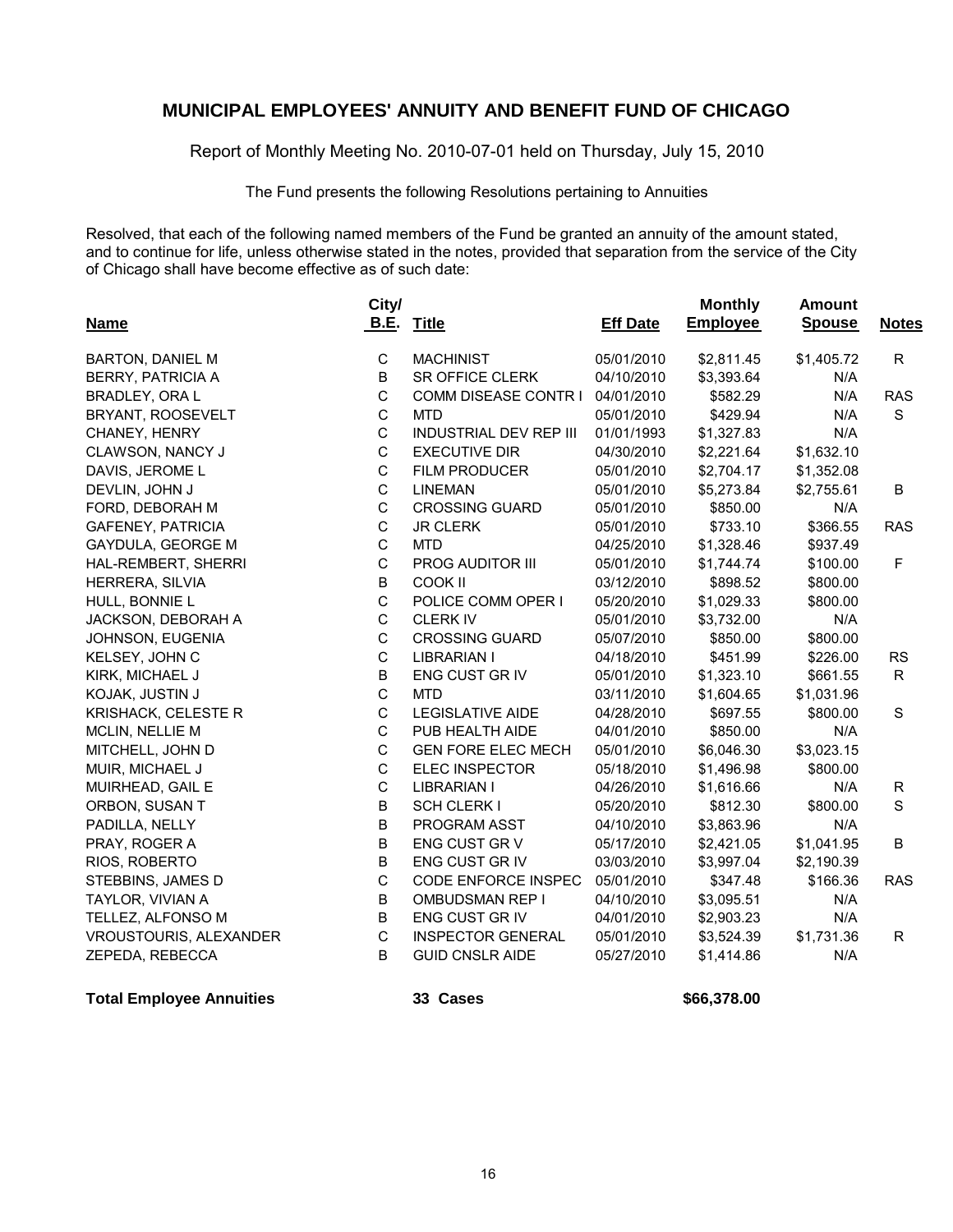## MUNICIPAL EMPLOYEES' ANNUITY AND BENEFIT FUND OF CHICAGO

Report of Monthly Meeting No. 2010-07-01 held on Thursday, July 15, 2010

The Fund presents the following Resolutions pertaining to Annuities

Resolved, that each of the following named members of the Fund be granted an annuity of the amount stated, and to continue for life, unless otherwise stated in the notes, provided that separation from the service of the City of Chicago shall have become effective as of such date:

| Name | City/ B.E. | Title | Eff Date | Monthly Employee | Amount Spouse | Notes |
|---|---|---|---|---|---|---|
| BARTON, DANIEL M | C | MACHINIST | 05/01/2010 | $2,811.45 | $1,405.72 | R |
| BERRY, PATRICIA A | B | SR OFFICE CLERK | 04/10/2010 | $3,393.64 | N/A | |
| BRADLEY, ORA L | C | COMM DISEASE CONTR I | 04/01/2010 | $582.29 | N/A | RAS |
| BRYANT, ROOSEVELT | C | MTD | 05/01/2010 | $429.94 | N/A | S |
| CHANEY, HENRY | C | INDUSTRIAL DEV REP III | 01/01/1993 | $1,327.83 | N/A | |
| CLAWSON, NANCY J | C | EXECUTIVE DIR | 04/30/2010 | $2,221.64 | $1,632.10 | |
| DAVIS, JEROME L | C | FILM PRODUCER | 05/01/2010 | $2,704.17 | $1,352.08 | |
| DEVLIN, JOHN J | C | LINEMAN | 05/01/2010 | $5,273.84 | $2,755.61 | B |
| FORD, DEBORAH M | C | CROSSING GUARD | 05/01/2010 | $850.00 | N/A | |
| GAFENEY, PATRICIA | C | JR CLERK | 05/01/2010 | $733.10 | $366.55 | RAS |
| GAYDULA, GEORGE M | C | MTD | 04/25/2010 | $1,328.46 | $937.49 | |
| HAL-REMBERT, SHERRI | C | PROG AUDITOR III | 05/01/2010 | $1,744.74 | $100.00 | F |
| HERRERA, SILVIA | B | COOK II | 03/12/2010 | $898.52 | $800.00 | |
| HULL, BONNIE L | C | POLICE COMM OPER I | 05/20/2010 | $1,029.33 | $800.00 | |
| JACKSON, DEBORAH A | C | CLERK IV | 05/01/2010 | $3,732.00 | N/A | |
| JOHNSON, EUGENIA | C | CROSSING GUARD | 05/07/2010 | $850.00 | $800.00 | |
| KELSEY, JOHN C | C | LIBRARIAN I | 04/18/2010 | $451.99 | $226.00 | RS |
| KIRK, MICHAEL J | B | ENG CUST GR IV | 05/01/2010 | $1,323.10 | $661.55 | R |
| KOJAK, JUSTIN J | C | MTD | 03/11/2010 | $1,604.65 | $1,031.96 | |
| KRISHACK, CELESTE R | C | LEGISLATIVE AIDE | 04/28/2010 | $697.55 | $800.00 | S |
| MCLIN, NELLIE M | C | PUB HEALTH AIDE | 04/01/2010 | $850.00 | N/A | |
| MITCHELL, JOHN D | C | GEN FORE ELEC MECH | 05/01/2010 | $6,046.30 | $3,023.15 | |
| MUIR, MICHAEL J | C | ELEC INSPECTOR | 05/18/2010 | $1,496.98 | $800.00 | |
| MUIRHEAD, GAIL E | C | LIBRARIAN I | 04/26/2010 | $1,616.66 | N/A | R |
| ORBON, SUSAN T | B | SCH CLERK I | 05/20/2010 | $812.30 | $800.00 | S |
| PADILLA, NELLY | B | PROGRAM ASST | 04/10/2010 | $3,863.96 | N/A | |
| PRAY, ROGER A | B | ENG CUST GR V | 05/17/2010 | $2,421.05 | $1,041.95 | B |
| RIOS, ROBERTO | B | ENG CUST GR IV | 03/03/2010 | $3,997.04 | $2,190.39 | |
| STEBBINS, JAMES D | C | CODE ENFORCE INSPEC | 05/01/2010 | $347.48 | $166.36 | RAS |
| TAYLOR, VIVIAN A | B | OMBUDSMAN REP I | 04/10/2010 | $3,095.51 | N/A | |
| TELLEZ, ALFONSO M | B | ENG CUST GR IV | 04/01/2010 | $2,903.23 | N/A | |
| VROUSTOURIS, ALEXANDER | C | INSPECTOR GENERAL | 05/01/2010 | $3,524.39 | $1,731.36 | R |
| ZEPEDA, REBECCA | B | GUID CNSLR AIDE | 05/27/2010 | $1,414.86 | N/A | |

**Total Employee Annuities** **33 Cases** **$66,378.00**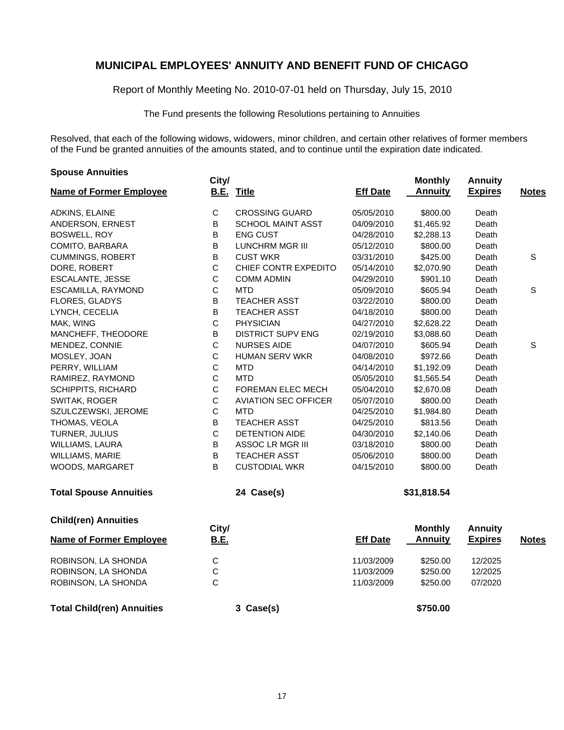# MUNICIPAL EMPLOYEES' ANNUITY AND BENEFIT FUND OF CHICAGO

Report of Monthly Meeting No. 2010-07-01 held on Thursday, July 15, 2010

The Fund presents the following Resolutions pertaining to Annuities

Resolved, that each of the following widows, widowers, minor children, and certain other relatives of former members of the Fund be granted annuities of the amounts stated, and to continue until the expiration date indicated.

### Spouse Annuities

| Name of Former Employee | City/ B.E. | Title | Eff Date | Monthly Annuity | Annuity Expires | Notes |
|---|---|---|---|---|---|---|
| ADKINS, ELAINE | C | CROSSING GUARD | 05/05/2010 | $800.00 | Death | |
| ANDERSON, ERNEST | B | SCHOOL MAINT ASST | 04/09/2010 | $1,465.92 | Death | |
| BOSWELL, ROY | B | ENG CUST | 04/28/2010 | $2,288.13 | Death | |
| COMITO, BARBARA | B | LUNCHRM MGR III | 05/12/2010 | $800.00 | Death | |
| CUMMINGS, ROBERT | B | CUST WKR | 03/31/2010 | $425.00 | Death | S |
| DORE, ROBERT | C | CHIEF CONTR EXPEDITO | 05/14/2010 | $2,070.90 | Death | |
| ESCALANTE, JESSE | C | COMM ADMIN | 04/29/2010 | $901.10 | Death | |
| ESCAMILLA, RAYMOND | C | MTD | 05/09/2010 | $605.94 | Death | S |
| FLORES, GLADYS | B | TEACHER ASST | 03/22/2010 | $800.00 | Death | |
| LYNCH, CECELIA | B | TEACHER ASST | 04/18/2010 | $800.00 | Death | |
| MAK, WING | C | PHYSICIAN | 04/27/2010 | $2,628.22 | Death | |
| MANCHEFF, THEODORE | B | DISTRICT SUPV ENG | 02/19/2010 | $3,088.60 | Death | |
| MENDEZ, CONNIE | C | NURSES AIDE | 04/07/2010 | $605.94 | Death | S |
| MOSLEY, JOAN | C | HUMAN SERV WKR | 04/08/2010 | $972.66 | Death | |
| PERRY, WILLIAM | C | MTD | 04/14/2010 | $1,192.09 | Death | |
| RAMIREZ, RAYMOND | C | MTD | 05/05/2010 | $1,565.54 | Death | |
| SCHIPPITS, RICHARD | C | FOREMAN ELEC MECH | 05/04/2010 | $2,670.08 | Death | |
| SWITAK, ROGER | C | AVIATION SEC OFFICER | 05/07/2010 | $800.00 | Death | |
| SZULCZEWSKI, JEROME | C | MTD | 04/25/2010 | $1,984.80 | Death | |
| THOMAS, VEOLA | B | TEACHER ASST | 04/25/2010 | $813.56 | Death | |
| TURNER, JULIUS | C | DETENTION AIDE | 04/30/2010 | $2,140.06 | Death | |
| WILLIAMS, LAURA | B | ASSOC LR MGR III | 03/18/2010 | $800.00 | Death | |
| WILLIAMS, MARIE | B | TEACHER ASST | 05/06/2010 | $800.00 | Death | |
| WOODS, MARGARET | B | CUSTODIAL WKR | 04/15/2010 | $800.00 | Death | |
| **Total Spouse Annuities** | | **24 Case(s)** | | **$31,818.54** | | |

### Child(ren) Annuities

| Name of Former Employee | City/ B.E. | | Eff Date | Monthly Annuity | Annuity Expires | Notes |
|---|---|---|---|---|---|---|
| ROBINSON, LA SHONDA | C | | 11/03/2009 | $250.00 | 12/2025 | |
| ROBINSON, LA SHONDA | C | | 11/03/2009 | $250.00 | 12/2025 | |
| ROBINSON, LA SHONDA | C | | 11/03/2009 | $250.00 | 07/2020 | |
| **Total Child(ren) Annuities** | | **3 Case(s)** | | **$750.00** | | |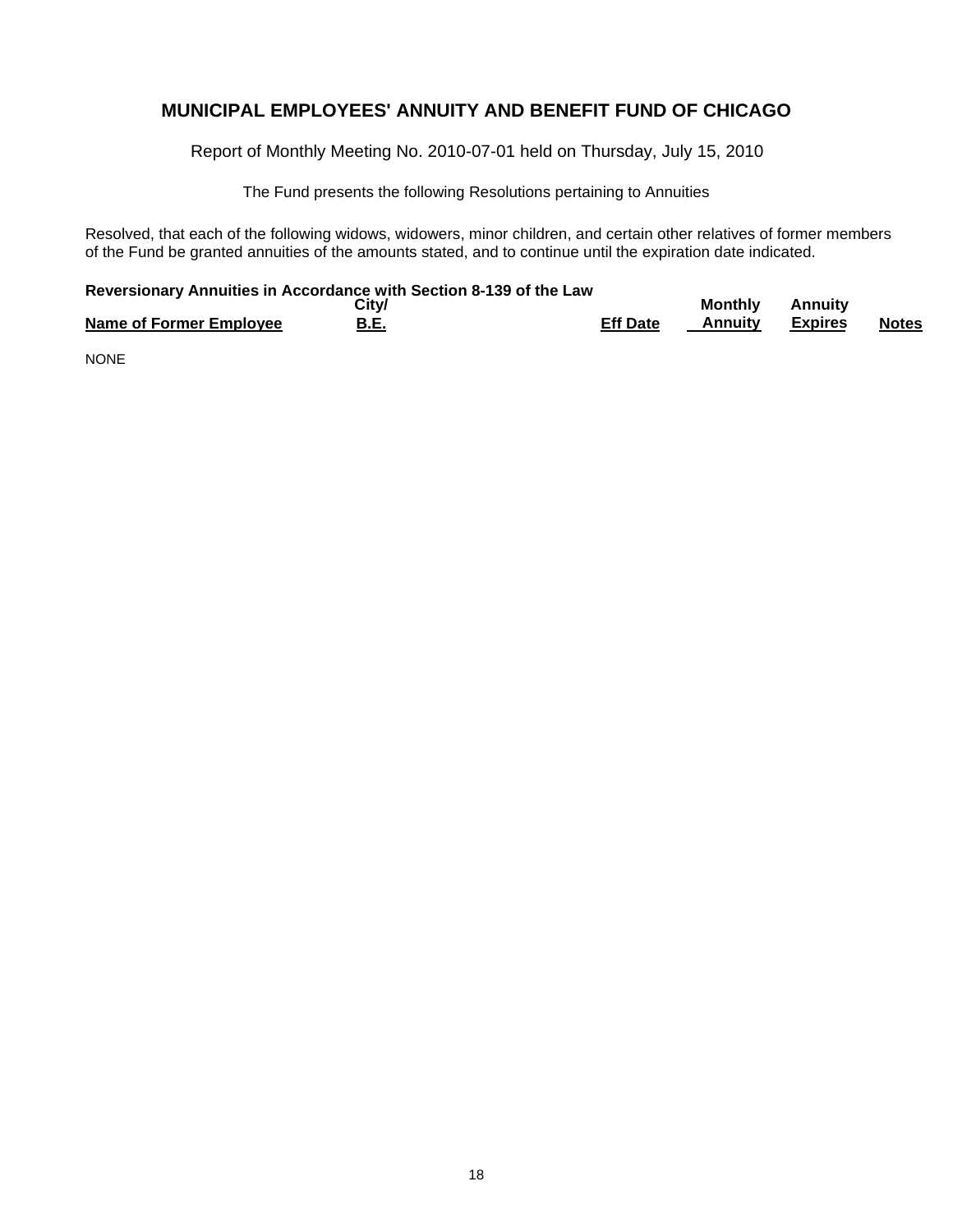# MUNICIPAL EMPLOYEES' ANNUITY AND BENEFIT FUND OF CHICAGO

Report of Monthly Meeting No. 2010-07-01 held on Thursday, July 15, 2010

The Fund presents the following Resolutions pertaining to Annuities

Resolved, that each of the following widows, widowers, minor children, and certain other relatives of former members of the Fund be granted annuities of the amounts stated, and to continue until the expiration date indicated.

**Reversionary Annuities in Accordance with Section 8-139 of the Law**

| Name of Former Employee | City/ B.E. | Eff Date | Monthly Annuity | Annuity Expires | Notes |
|---|---|---|---|---|---|

NONE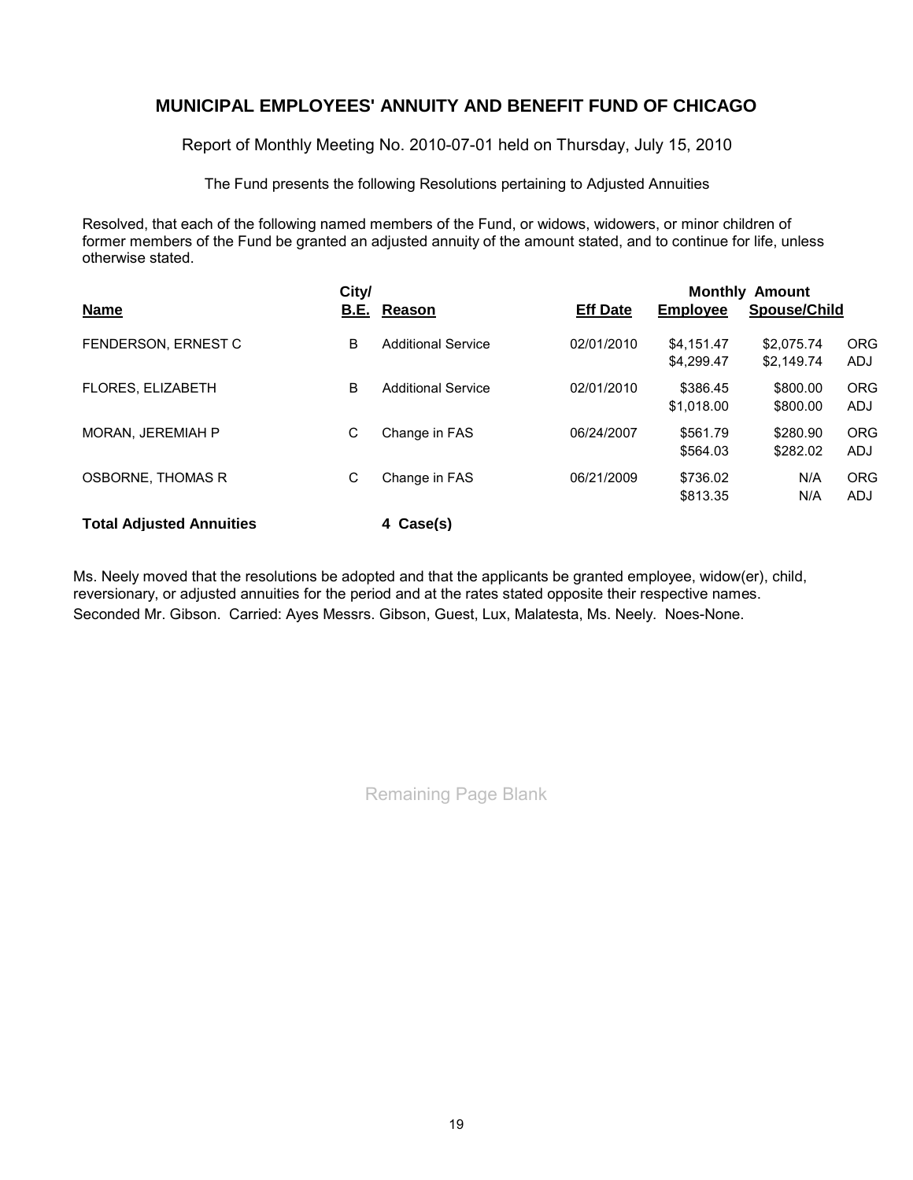## MUNICIPAL EMPLOYEES' ANNUITY AND BENEFIT FUND OF CHICAGO

Report of Monthly Meeting No. 2010-07-01 held on Thursday, July 15, 2010

The Fund presents the following Resolutions pertaining to Adjusted Annuities

Resolved, that each of the following named members of the Fund, or widows, widowers, or minor children of former members of the Fund be granted an adjusted annuity of the amount stated, and to continue for life, unless otherwise stated.

| Name | City/ B.E. | Reason | Eff Date | Monthly Amount Employee | Monthly Amount Spouse/Child | |
|---|---|---|---|---|---|---|
| FENDERSON, ERNEST C | B | Additional Service | 02/01/2010 | $4,151.47 | $2,075.74 | ORG |
| | | | | $4,299.47 | $2,149.74 | ADJ |
| FLORES, ELIZABETH | B | Additional Service | 02/01/2010 | $386.45 | $800.00 | ORG |
| | | | | $1,018.00 | $800.00 | ADJ |
| MORAN, JEREMIAH P | C | Change in FAS | 06/24/2007 | $561.79 | $280.90 | ORG |
| | | | | $564.03 | $282.02 | ADJ |
| OSBORNE, THOMAS R | C | Change in FAS | 06/21/2009 | $736.02 | N/A | ORG |
| | | | | $813.35 | N/A | ADJ |
| **Total Adjusted Annuities** | | **4 Case(s)** | | | | |

Ms. Neely moved that the resolutions be adopted and that the applicants be granted employee, widow(er), child, reversionary, or adjusted annuities for the period and at the rates stated opposite their respective names. Seconded Mr. Gibson. Carried: Ayes Messrs. Gibson, Guest, Lux, Malatesta, Ms. Neely. Noes-None.

Remaining Page Blank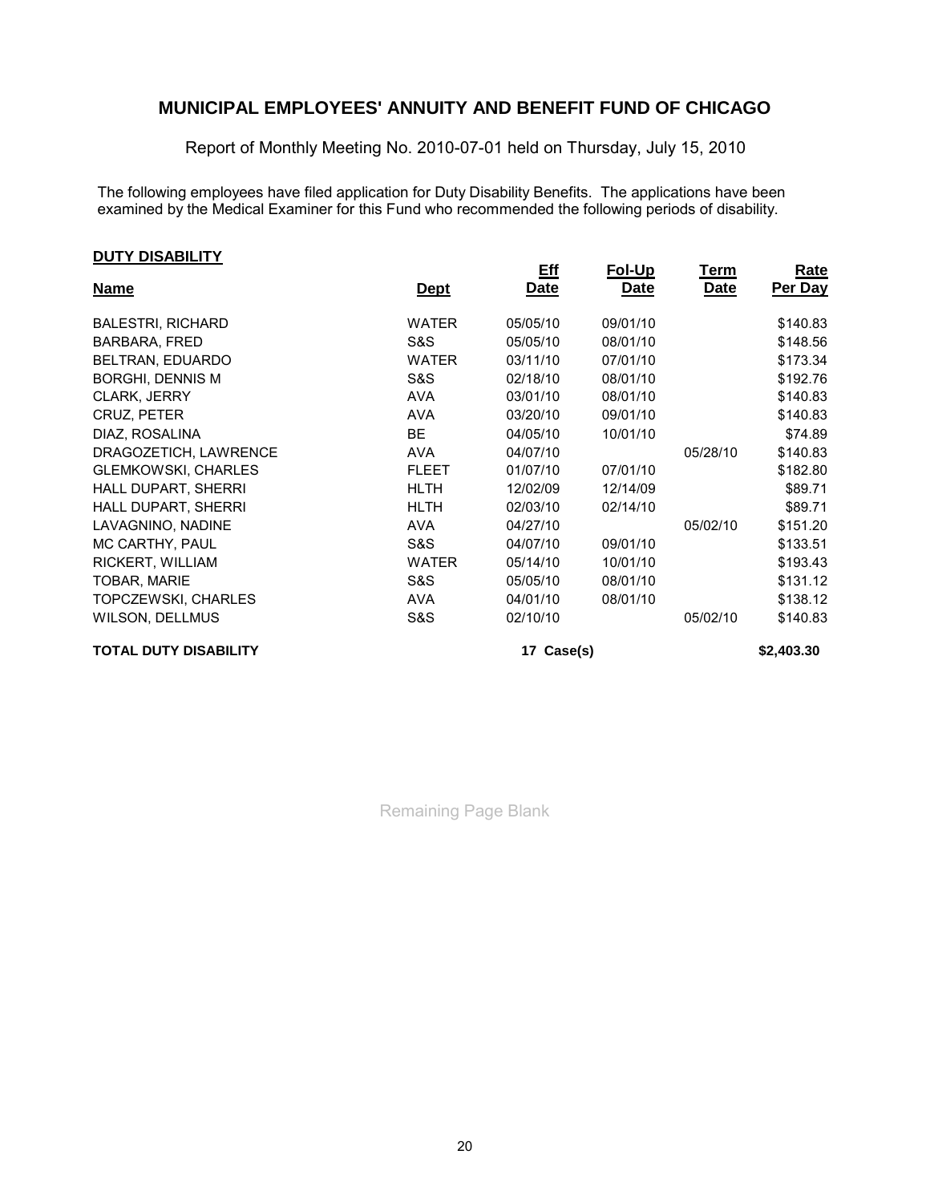# MUNICIPAL EMPLOYEES' ANNUITY AND BENEFIT FUND OF CHICAGO

Report of Monthly Meeting No. 2010-07-01 held on Thursday, July 15, 2010

The following employees have filed application for Duty Disability Benefits. The applications have been examined by the Medical Examiner for this Fund who recommended the following periods of disability.

**DUTY DISABILITY**

| Name | Dept | Eff Date | Fol-Up Date | Term Date | Rate Per Day |
|---|---|---|---|---|---|
| BALESTRI, RICHARD | WATER | 05/05/10 | 09/01/10 | | $140.83 |
| BARBARA, FRED | S&S | 05/05/10 | 08/01/10 | | $148.56 |
| BELTRAN, EDUARDO | WATER | 03/11/10 | 07/01/10 | | $173.34 |
| BORGHI, DENNIS M | S&S | 02/18/10 | 08/01/10 | | $192.76 |
| CLARK, JERRY | AVA | 03/01/10 | 08/01/10 | | $140.83 |
| CRUZ, PETER | AVA | 03/20/10 | 09/01/10 | | $140.83 |
| DIAZ, ROSALINA | BE | 04/05/10 | 10/01/10 | | $74.89 |
| DRAGOZETICH, LAWRENCE | AVA | 04/07/10 | | 05/28/10 | $140.83 |
| GLEMKOWSKI, CHARLES | FLEET | 01/07/10 | 07/01/10 | | $182.80 |
| HALL DUPART, SHERRI | HLTH | 12/02/09 | 12/14/09 | | $89.71 |
| HALL DUPART, SHERRI | HLTH | 02/03/10 | 02/14/10 | | $89.71 |
| LAVAGNINO, NADINE | AVA | 04/27/10 | | 05/02/10 | $151.20 |
| MC CARTHY, PAUL | S&S | 04/07/10 | 09/01/10 | | $133.51 |
| RICKERT, WILLIAM | WATER | 05/14/10 | 10/01/10 | | $193.43 |
| TOBAR, MARIE | S&S | 05/05/10 | 08/01/10 | | $131.12 |
| TOPCZEWSKI, CHARLES | AVA | 04/01/10 | 08/01/10 | | $138.12 |
| WILSON, DELLMUS | S&S | 02/10/10 | | 05/02/10 | $140.83 |
| **TOTAL DUTY DISABILITY** | | **17 Case(s)** | | | **$2,403.30** |

Remaining Page Blank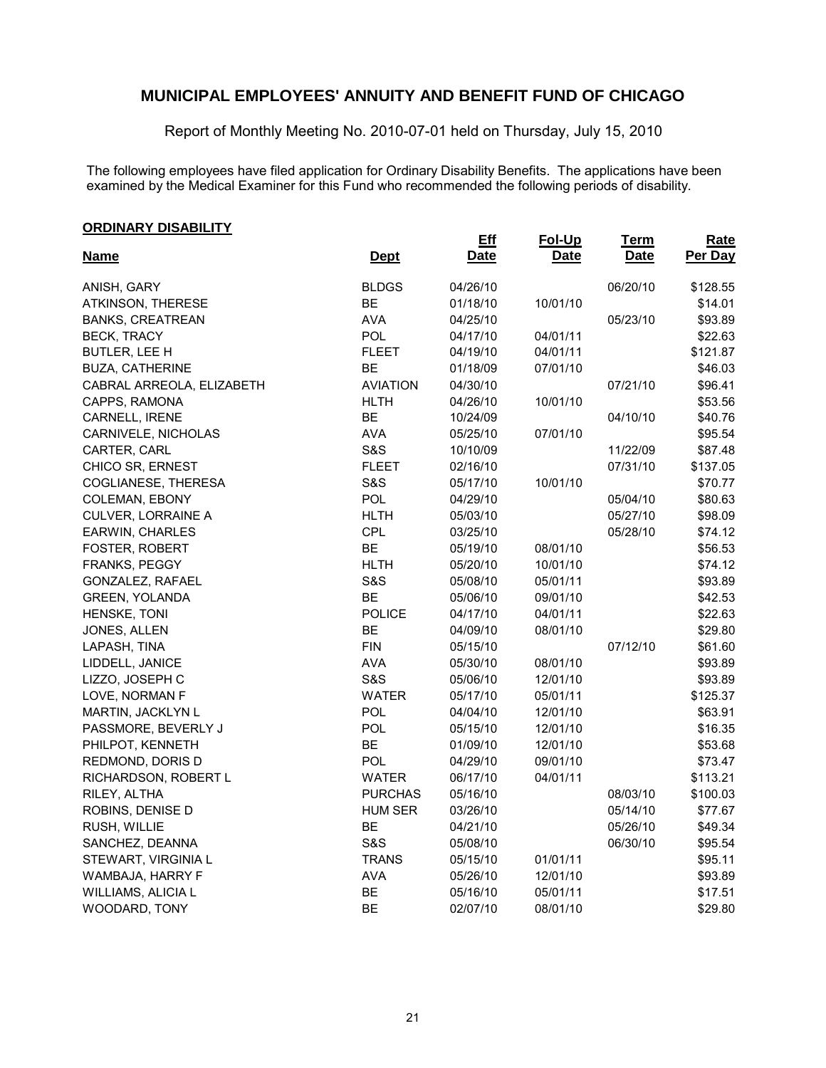# MUNICIPAL EMPLOYEES' ANNUITY AND BENEFIT FUND OF CHICAGO

Report of Monthly Meeting No. 2010-07-01 held on Thursday, July 15, 2010

The following employees have filed application for Ordinary Disability Benefits. The applications have been examined by the Medical Examiner for this Fund who recommended the following periods of disability.

**ORDINARY DISABILITY**

| Name | Dept | Eff Date | Fol-Up Date | Term Date | Rate Per Day |
|---|---|---|---|---|---|
| ANISH, GARY | BLDGS | 04/26/10 | | 06/20/10 | $128.55 |
| ATKINSON, THERESE | BE | 01/18/10 | 10/01/10 | | $14.01 |
| BANKS, CREATREAN | AVA | 04/25/10 | | 05/23/10 | $93.89 |
| BECK, TRACY | POL | 04/17/10 | 04/01/11 | | $22.63 |
| BUTLER, LEE H | FLEET | 04/19/10 | 04/01/11 | | $121.87 |
| BUZA, CATHERINE | BE | 01/18/09 | 07/01/10 | | $46.03 |
| CABRAL ARREOLA, ELIZABETH | AVIATION | 04/30/10 | | 07/21/10 | $96.41 |
| CAPPS, RAMONA | HLTH | 04/26/10 | 10/01/10 | | $53.56 |
| CARNELL, IRENE | BE | 10/24/09 | | 04/10/10 | $40.76 |
| CARNIVELE, NICHOLAS | AVA | 05/25/10 | 07/01/10 | | $95.54 |
| CARTER, CARL | S&S | 10/10/09 | | 11/22/09 | $87.48 |
| CHICO SR, ERNEST | FLEET | 02/16/10 | | 07/31/10 | $137.05 |
| COGLIANESE, THERESA | S&S | 05/17/10 | 10/01/10 | | $70.77 |
| COLEMAN, EBONY | POL | 04/29/10 | | 05/04/10 | $80.63 |
| CULVER, LORRAINE A | HLTH | 05/03/10 | | 05/27/10 | $98.09 |
| EARWIN, CHARLES | CPL | 03/25/10 | | 05/28/10 | $74.12 |
| FOSTER, ROBERT | BE | 05/19/10 | 08/01/10 | | $56.53 |
| FRANKS, PEGGY | HLTH | 05/20/10 | 10/01/10 | | $74.12 |
| GONZALEZ, RAFAEL | S&S | 05/08/10 | 05/01/11 | | $93.89 |
| GREEN, YOLANDA | BE | 05/06/10 | 09/01/10 | | $42.53 |
| HENSKE, TONI | POLICE | 04/17/10 | 04/01/11 | | $22.63 |
| JONES, ALLEN | BE | 04/09/10 | 08/01/10 | | $29.80 |
| LAPASH, TINA | FIN | 05/15/10 | | 07/12/10 | $61.60 |
| LIDDELL, JANICE | AVA | 05/30/10 | 08/01/10 | | $93.89 |
| LIZZO, JOSEPH C | S&S | 05/06/10 | 12/01/10 | | $93.89 |
| LOVE, NORMAN F | WATER | 05/17/10 | 05/01/11 | | $125.37 |
| MARTIN, JACKLYN L | POL | 04/04/10 | 12/01/10 | | $63.91 |
| PASSMORE, BEVERLY J | POL | 05/15/10 | 12/01/10 | | $16.35 |
| PHILPOT, KENNETH | BE | 01/09/10 | 12/01/10 | | $53.68 |
| REDMOND, DORIS D | POL | 04/29/10 | 09/01/10 | | $73.47 |
| RICHARDSON, ROBERT L | WATER | 06/17/10 | 04/01/11 | | $113.21 |
| RILEY, ALTHA | PURCHAS | 05/16/10 | | 08/03/10 | $100.03 |
| ROBINS, DENISE D | HUM SER | 03/26/10 | | 05/14/10 | $77.67 |
| RUSH, WILLIE | BE | 04/21/10 | | 05/26/10 | $49.34 |
| SANCHEZ, DEANNA | S&S | 05/08/10 | | 06/30/10 | $95.54 |
| STEWART, VIRGINIA L | TRANS | 05/15/10 | 01/01/11 | | $95.11 |
| WAMBAJA, HARRY F | AVA | 05/26/10 | 12/01/10 | | $93.89 |
| WILLIAMS, ALICIA L | BE | 05/16/10 | 05/01/11 | | $17.51 |
| WOODARD, TONY | BE | 02/07/10 | 08/01/10 | | $29.80 |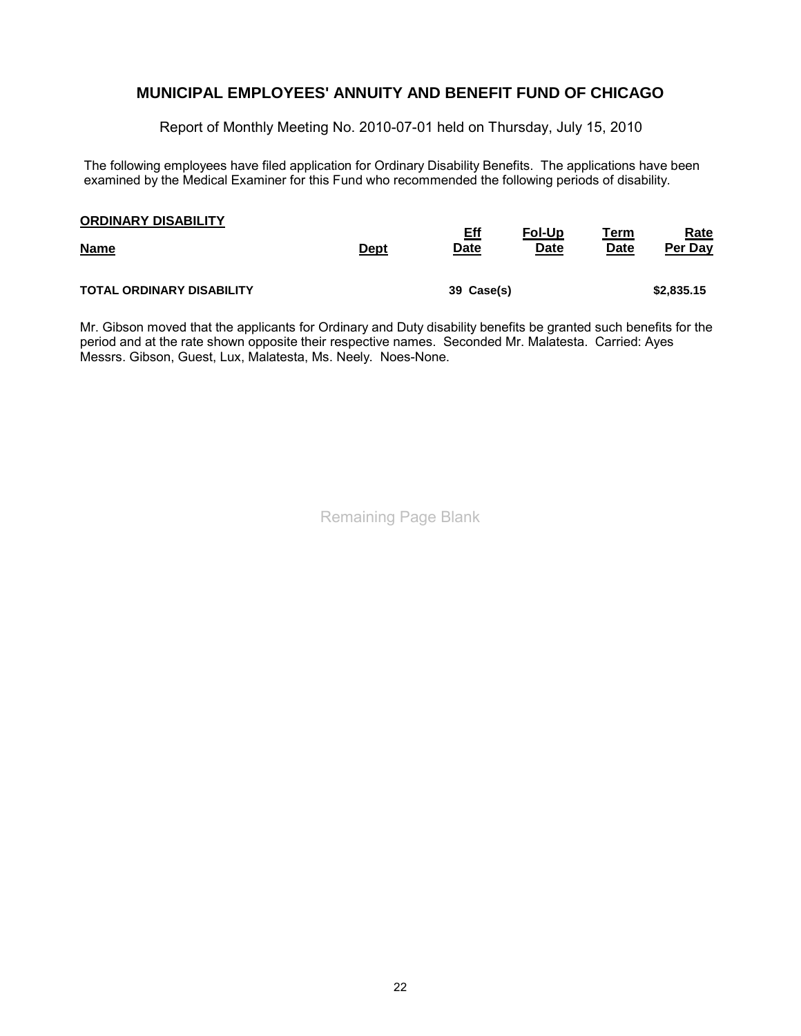## MUNICIPAL EMPLOYEES' ANNUITY AND BENEFIT FUND OF CHICAGO

Report of Monthly Meeting No. 2010-07-01 held on Thursday, July 15, 2010

The following employees have filed application for Ordinary Disability Benefits. The applications have been examined by the Medical Examiner for this Fund who recommended the following periods of disability.

**ORDINARY DISABILITY**

| Name | Dept | Eff Date | Fol-Up Date | Term Date | Rate Per Day |
|---|---|---|---|---|---|
| **TOTAL ORDINARY DISABILITY** | | **39 Case(s)** | | | **$2,835.15** |

Mr. Gibson moved that the applicants for Ordinary and Duty disability benefits be granted such benefits for the period and at the rate shown opposite their respective names. Seconded Mr. Malatesta. Carried: Ayes Messrs. Gibson, Guest, Lux, Malatesta, Ms. Neely. Noes-None.

Remaining Page Blank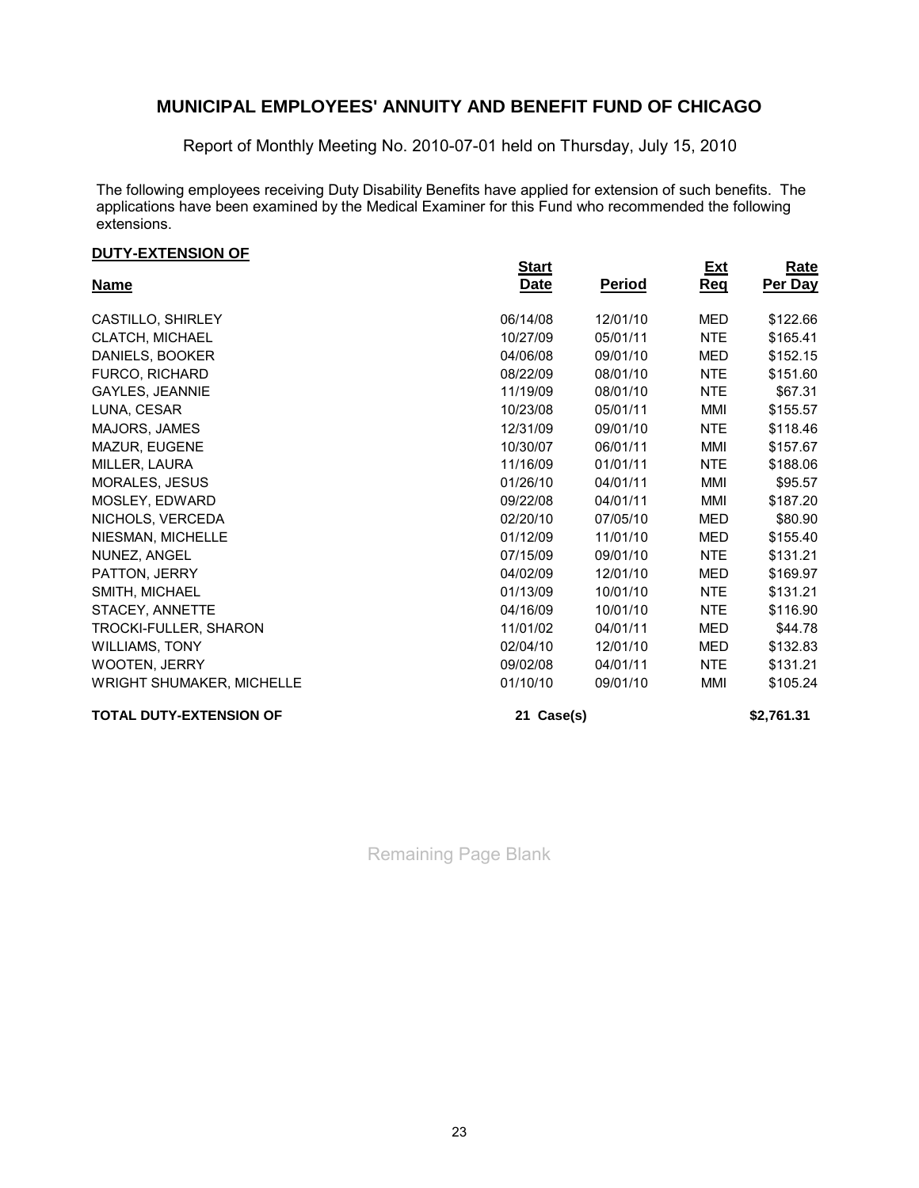# MUNICIPAL EMPLOYEES' ANNUITY AND BENEFIT FUND OF CHICAGO

Report of Monthly Meeting No. 2010-07-01 held on Thursday, July 15, 2010

The following employees receiving Duty Disability Benefits have applied for extension of such benefits. The applications have been examined by the Medical Examiner for this Fund who recommended the following extensions.

**DUTY-EXTENSION OF**

| Name | Start Date | Period | Ext Req | Rate Per Day |
|---|---|---|---|---|
| CASTILLO, SHIRLEY | 06/14/08 | 12/01/10 | MED | $122.66 |
| CLATCH, MICHAEL | 10/27/09 | 05/01/11 | NTE | $165.41 |
| DANIELS, BOOKER | 04/06/08 | 09/01/10 | MED | $152.15 |
| FURCO, RICHARD | 08/22/09 | 08/01/10 | NTE | $151.60 |
| GAYLES, JEANNIE | 11/19/09 | 08/01/10 | NTE | $67.31 |
| LUNA, CESAR | 10/23/08 | 05/01/11 | MMI | $155.57 |
| MAJORS, JAMES | 12/31/09 | 09/01/10 | NTE | $118.46 |
| MAZUR, EUGENE | 10/30/07 | 06/01/11 | MMI | $157.67 |
| MILLER, LAURA | 11/16/09 | 01/01/11 | NTE | $188.06 |
| MORALES, JESUS | 01/26/10 | 04/01/11 | MMI | $95.57 |
| MOSLEY, EDWARD | 09/22/08 | 04/01/11 | MMI | $187.20 |
| NICHOLS, VERCEDA | 02/20/10 | 07/05/10 | MED | $80.90 |
| NIESMAN, MICHELLE | 01/12/09 | 11/01/10 | MED | $155.40 |
| NUNEZ, ANGEL | 07/15/09 | 09/01/10 | NTE | $131.21 |
| PATTON, JERRY | 04/02/09 | 12/01/10 | MED | $169.97 |
| SMITH, MICHAEL | 01/13/09 | 10/01/10 | NTE | $131.21 |
| STACEY, ANNETTE | 04/16/09 | 10/01/10 | NTE | $116.90 |
| TROCKI-FULLER, SHARON | 11/01/02 | 04/01/11 | MED | $44.78 |
| WILLIAMS, TONY | 02/04/10 | 12/01/10 | MED | $132.83 |
| WOOTEN, JERRY | 09/02/08 | 04/01/11 | NTE | $131.21 |
| WRIGHT SHUMAKER, MICHELLE | 01/10/10 | 09/01/10 | MMI | $105.24 |
| **TOTAL DUTY-EXTENSION OF** | **21 Case(s)** | | | **$2,761.31** |

Remaining Page Blank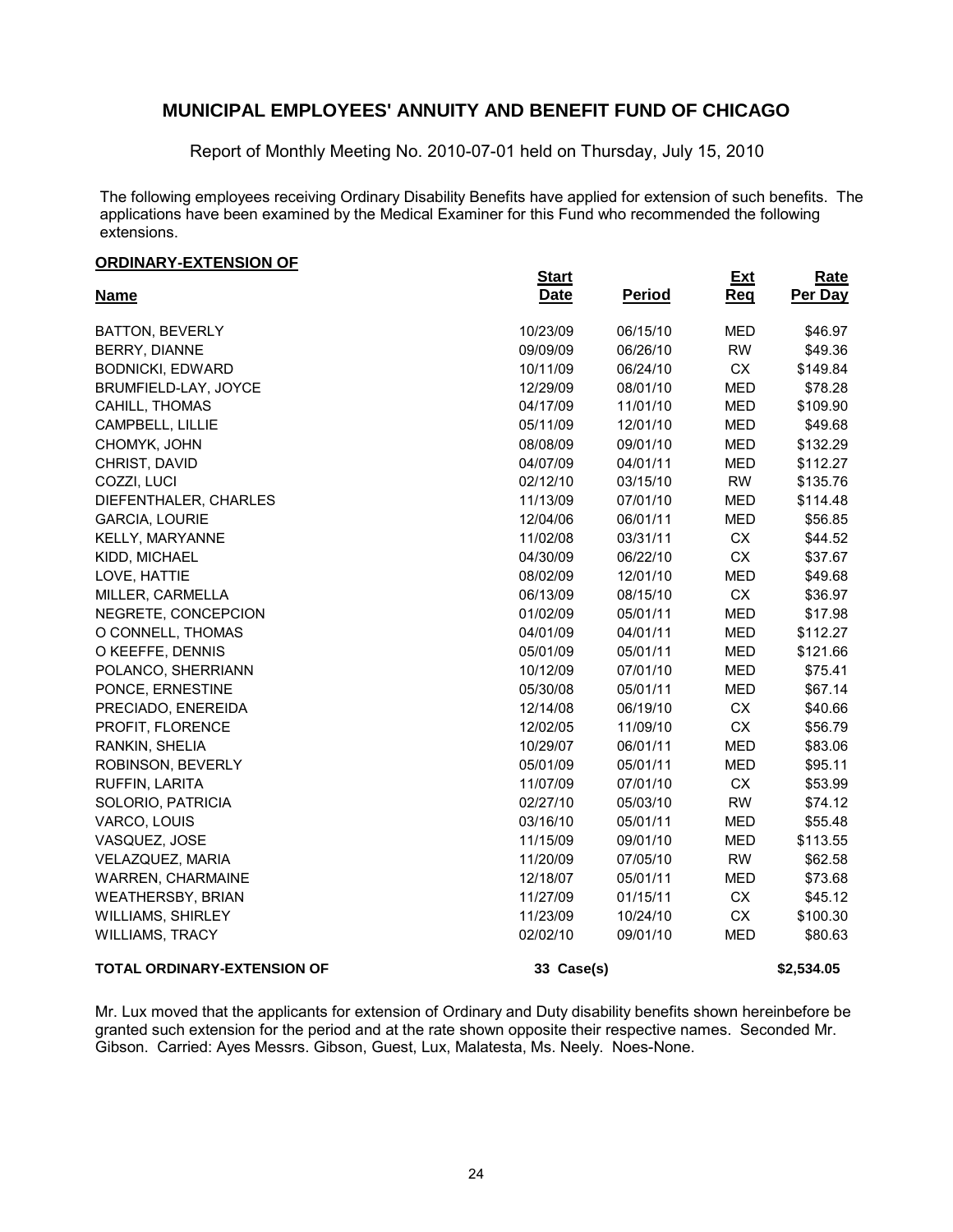# MUNICIPAL EMPLOYEES' ANNUITY AND BENEFIT FUND OF CHICAGO

Report of Monthly Meeting No. 2010-07-01 held on Thursday, July 15, 2010

The following employees receiving Ordinary Disability Benefits have applied for extension of such benefits. The applications have been examined by the Medical Examiner for this Fund who recommended the following extensions.

**ORDINARY-EXTENSION OF**

| Name | Start Date | Period | Ext Req | Rate Per Day |
|---|---|---|---|---|
| BATTON, BEVERLY | 10/23/09 | 06/15/10 | MED | $46.97 |
| BERRY, DIANNE | 09/09/09 | 06/26/10 | RW | $49.36 |
| BODNICKI, EDWARD | 10/11/09 | 06/24/10 | CX | $149.84 |
| BRUMFIELD-LAY, JOYCE | 12/29/09 | 08/01/10 | MED | $78.28 |
| CAHILL, THOMAS | 04/17/09 | 11/01/10 | MED | $109.90 |
| CAMPBELL, LILLIE | 05/11/09 | 12/01/10 | MED | $49.68 |
| CHOMYK, JOHN | 08/08/09 | 09/01/10 | MED | $132.29 |
| CHRIST, DAVID | 04/07/09 | 04/01/11 | MED | $112.27 |
| COZZI, LUCI | 02/12/10 | 03/15/10 | RW | $135.76 |
| DIEFENTHALER, CHARLES | 11/13/09 | 07/01/10 | MED | $114.48 |
| GARCIA, LOURIE | 12/04/06 | 06/01/11 | MED | $56.85 |
| KELLY, MARYANNE | 11/02/08 | 03/31/11 | CX | $44.52 |
| KIDD, MICHAEL | 04/30/09 | 06/22/10 | CX | $37.67 |
| LOVE, HATTIE | 08/02/09 | 12/01/10 | MED | $49.68 |
| MILLER, CARMELLA | 06/13/09 | 08/15/10 | CX | $36.97 |
| NEGRETE, CONCEPCION | 01/02/09 | 05/01/11 | MED | $17.98 |
| O CONNELL, THOMAS | 04/01/09 | 04/01/11 | MED | $112.27 |
| O KEEFFE, DENNIS | 05/01/09 | 05/01/11 | MED | $121.66 |
| POLANCO, SHERRIANN | 10/12/09 | 07/01/10 | MED | $75.41 |
| PONCE, ERNESTINE | 05/30/08 | 05/01/11 | MED | $67.14 |
| PRECIADO, ENEREIDA | 12/14/08 | 06/19/10 | CX | $40.66 |
| PROFIT, FLORENCE | 12/02/05 | 11/09/10 | CX | $56.79 |
| RANKIN, SHELIA | 10/29/07 | 06/01/11 | MED | $83.06 |
| ROBINSON, BEVERLY | 05/01/09 | 05/01/11 | MED | $95.11 |
| RUFFIN, LARITA | 11/07/09 | 07/01/10 | CX | $53.99 |
| SOLORIO, PATRICIA | 02/27/10 | 05/03/10 | RW | $74.12 |
| VARCO, LOUIS | 03/16/10 | 05/01/11 | MED | $55.48 |
| VASQUEZ, JOSE | 11/15/09 | 09/01/10 | MED | $113.55 |
| VELAZQUEZ, MARIA | 11/20/09 | 07/05/10 | RW | $62.58 |
| WARREN, CHARMAINE | 12/18/07 | 05/01/11 | MED | $73.68 |
| WEATHERSBY, BRIAN | 11/27/09 | 01/15/11 | CX | $45.12 |
| WILLIAMS, SHIRLEY | 11/23/09 | 10/24/10 | CX | $100.30 |
| WILLIAMS, TRACY | 02/02/10 | 09/01/10 | MED | $80.63 |
| **TOTAL ORDINARY-EXTENSION OF** | **33 Case(s)** | | | **$2,534.05** |

Mr. Lux moved that the applicants for extension of Ordinary and Duty disability benefits shown hereinbefore be granted such extension for the period and at the rate shown opposite their respective names. Seconded Mr. Gibson. Carried: Ayes Messrs. Gibson, Guest, Lux, Malatesta, Ms. Neely. Noes-None.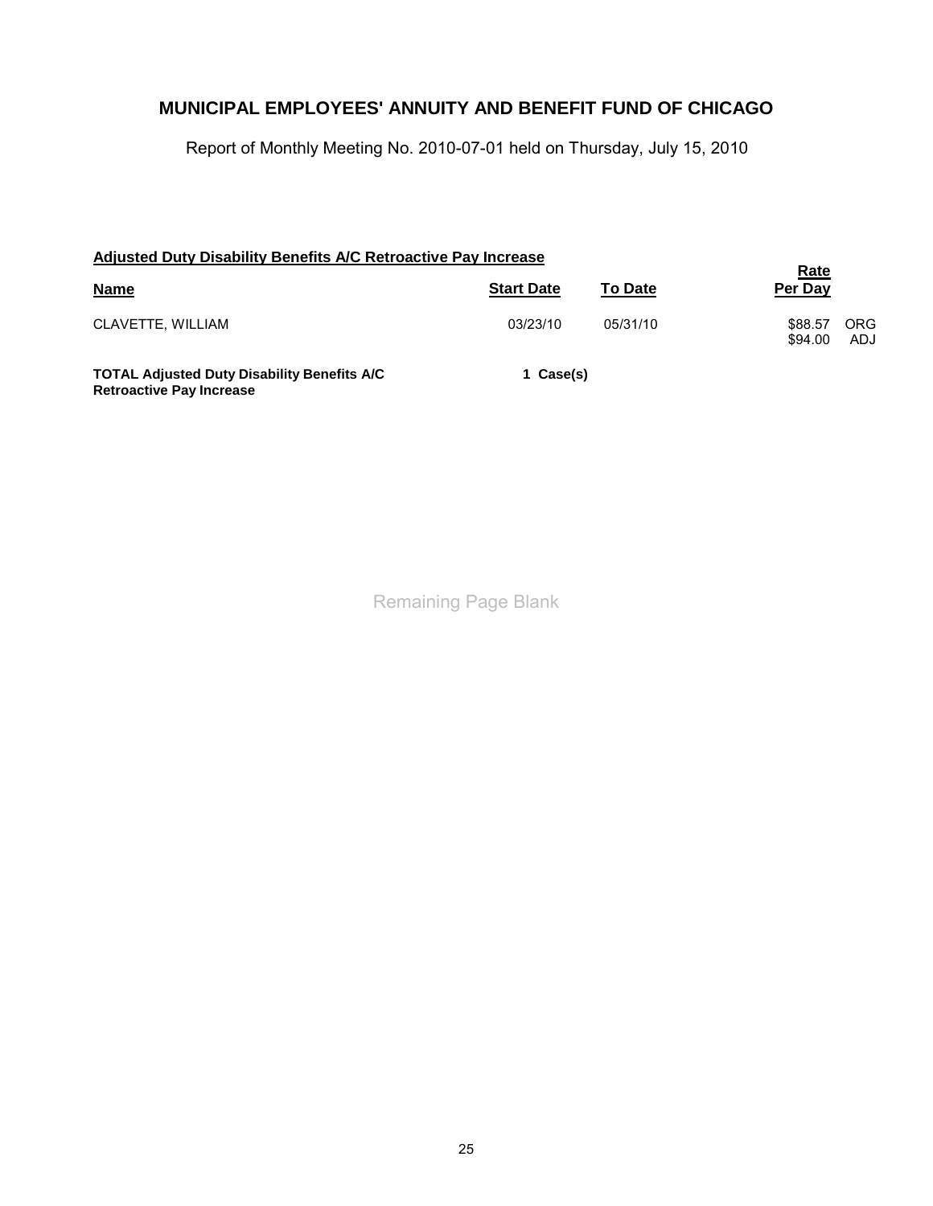# MUNICIPAL EMPLOYEES' ANNUITY AND BENEFIT FUND OF CHICAGO

Report of Monthly Meeting No. 2010-07-01 held on Thursday, July 15, 2010

**Adjusted Duty Disability Benefits A/C Retroactive Pay Increase**

| Name | Start Date | To Date | Rate Per Day | |
|---|---|---|---|---|
| CLAVETTE, WILLIAM | 03/23/10 | 05/31/10 | $88.57 | ORG |
| | | | $94.00 | ADJ |

**TOTAL Adjusted Duty Disability Benefits A/C Retroactive Pay Increase** **1 Case(s)**

Remaining Page Blank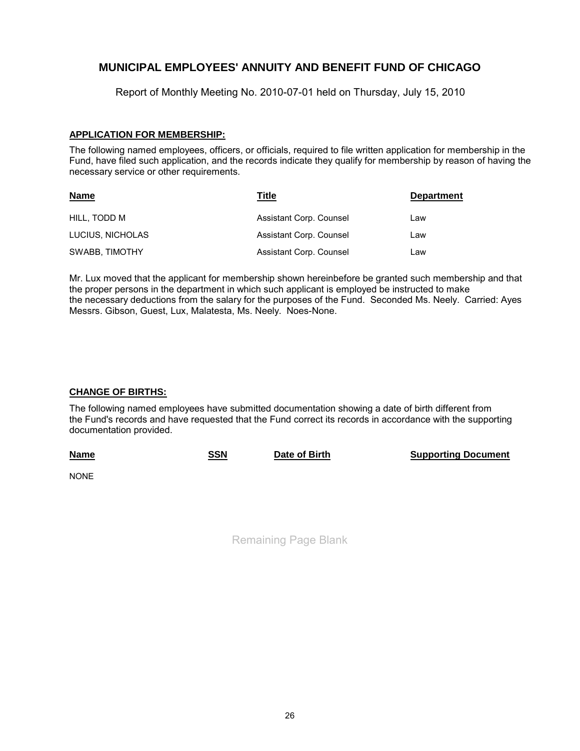# MUNICIPAL EMPLOYEES' ANNUITY AND BENEFIT FUND OF CHICAGO

Report of Monthly Meeting No. 2010-07-01 held on Thursday, July 15, 2010

## APPLICATION FOR MEMBERSHIP:

The following named employees, officers, or officials, required to file written application for membership in the Fund, have filed such application, and the records indicate they qualify for membership by reason of having the necessary service or other requirements.

| Name | Title | Department |
| --- | --- | --- |
| HILL, TODD M | Assistant Corp. Counsel | Law |
| LUCIUS, NICHOLAS | Assistant Corp. Counsel | Law |
| SWABB, TIMOTHY | Assistant Corp. Counsel | Law |

Mr. Lux moved that the applicant for membership shown hereinbefore be granted such membership and that the proper persons in the department in which such applicant is employed be instructed to make the necessary deductions from the salary for the purposes of the Fund. Seconded Ms. Neely. Carried: Ayes Messrs. Gibson, Guest, Lux, Malatesta, Ms. Neely. Noes-None.

## CHANGE OF BIRTHS:

The following named employees have submitted documentation showing a date of birth different from the Fund's records and have requested that the Fund correct its records in accordance with the supporting documentation provided.

| Name | SSN | Date of Birth | Supporting Document |
| --- | --- | --- | --- |
| NONE | | | |

Remaining Page Blank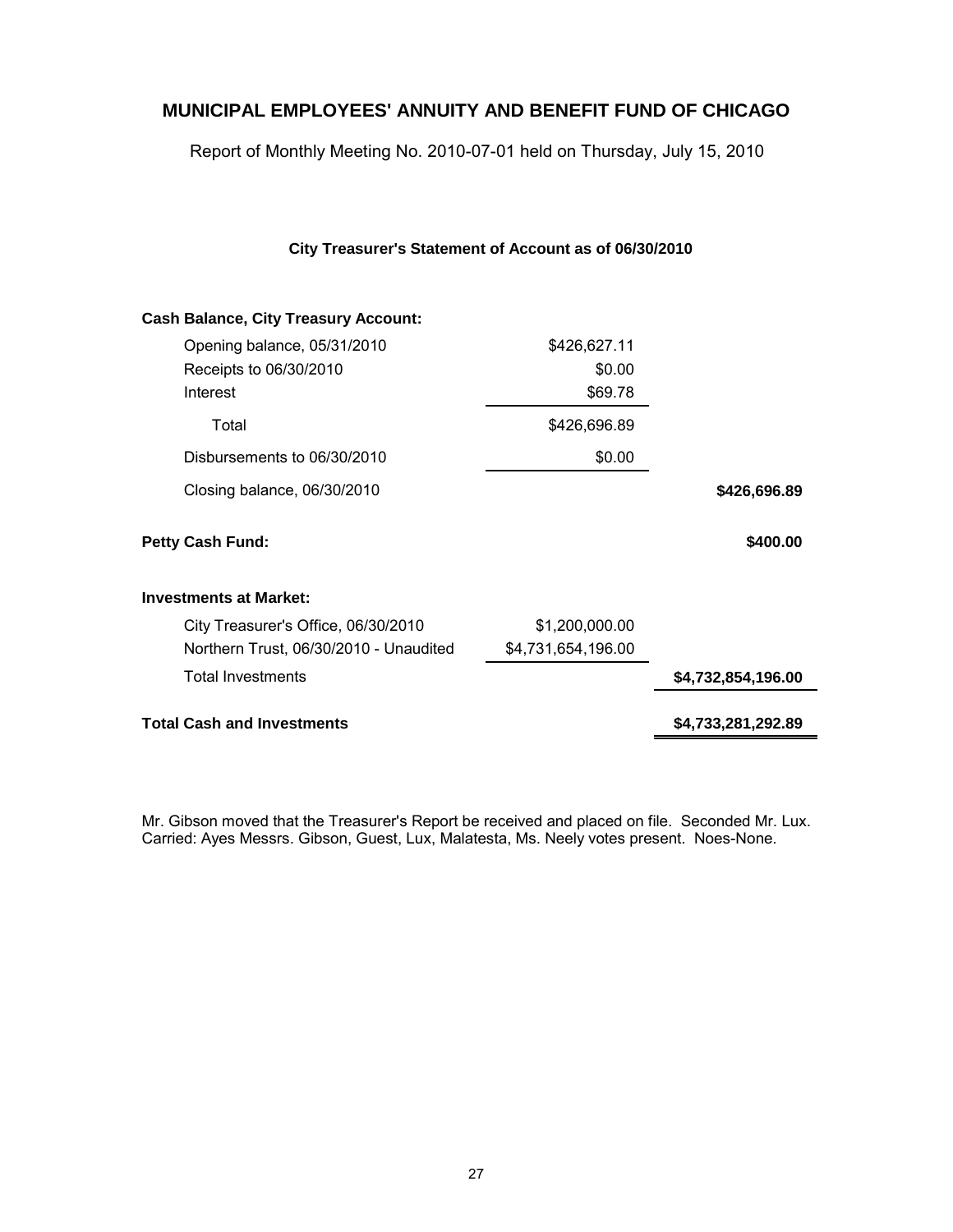# MUNICIPAL EMPLOYEES' ANNUITY AND BENEFIT FUND OF CHICAGO

Report of Monthly Meeting No. 2010-07-01 held on Thursday, July 15, 2010

### City Treasurer's Statement of Account as of 06/30/2010

| | | |
|---|---|---|
| **Cash Balance, City Treasury Account:** | | |
| Opening balance, 05/31/2010 | $426,627.11 | |
| Receipts to 06/30/2010 | $0.00 | |
| Interest | $69.78 | |
| Total | $426,696.89 | |
| Disbursements to 06/30/2010 | $0.00 | |
| Closing balance, 06/30/2010 | | **$426,696.89** |
| **Petty Cash Fund:** | | **$400.00** |
| **Investments at Market:** | | |
| City Treasurer's Office, 06/30/2010 | $1,200,000.00 | |
| Northern Trust, 06/30/2010 - Unaudited | $4,731,654,196.00 | |
| Total Investments | | **$4,732,854,196.00** |
| **Total Cash and Investments** | | **$4,733,281,292.89** |

Mr. Gibson moved that the Treasurer's Report be received and placed on file. Seconded Mr. Lux. Carried: Ayes Messrs. Gibson, Guest, Lux, Malatesta, Ms. Neely votes present. Noes-None.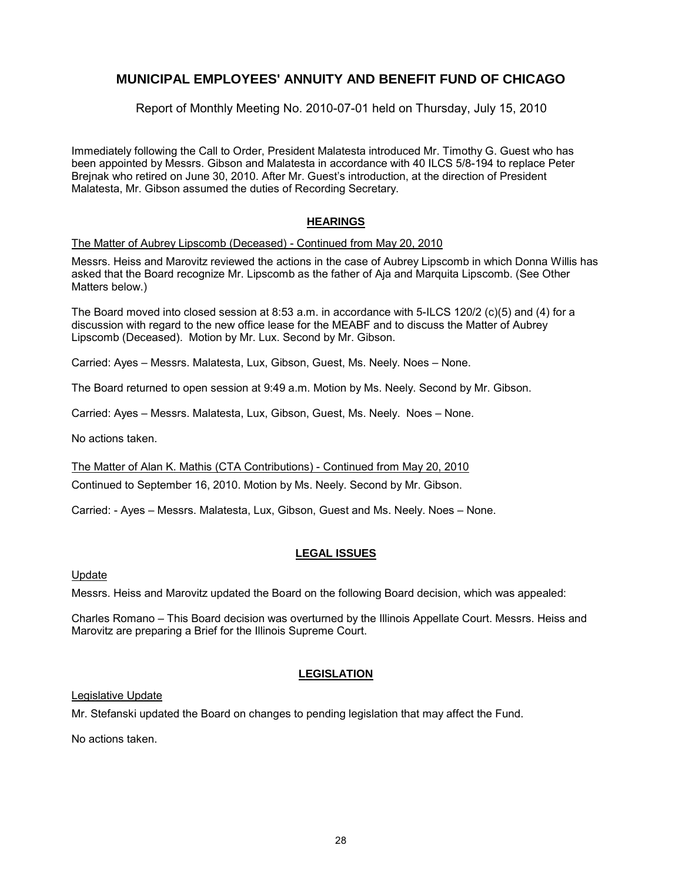# MUNICIPAL EMPLOYEES' ANNUITY AND BENEFIT FUND OF CHICAGO

Report of Monthly Meeting No. 2010-07-01 held on Thursday, July 15, 2010

Immediately following the Call to Order, President Malatesta introduced Mr. Timothy G. Guest who has been appointed by Messrs. Gibson and Malatesta in accordance with 40 ILCS 5/8-194 to replace Peter Brejnak who retired on June 30, 2010. After Mr. Guest's introduction, at the direction of President Malatesta, Mr. Gibson assumed the duties of Recording Secretary.

## HEARINGS

The Matter of Aubrey Lipscomb (Deceased) - Continued from May 20, 2010

Messrs. Heiss and Marovitz reviewed the actions in the case of Aubrey Lipscomb in which Donna Willis has asked that the Board recognize Mr. Lipscomb as the father of Aja and Marquita Lipscomb. (See Other Matters below.)

The Board moved into closed session at 8:53 a.m. in accordance with 5-ILCS 120/2 (c)(5) and (4) for a discussion with regard to the new office lease for the MEABF and to discuss the Matter of Aubrey Lipscomb (Deceased). Motion by Mr. Lux. Second by Mr. Gibson.

Carried: Ayes – Messrs. Malatesta, Lux, Gibson, Guest, Ms. Neely. Noes – None.

The Board returned to open session at 9:49 a.m. Motion by Ms. Neely. Second by Mr. Gibson.

Carried: Ayes – Messrs. Malatesta, Lux, Gibson, Guest, Ms. Neely. Noes – None.

No actions taken.

The Matter of Alan K. Mathis (CTA Contributions) - Continued from May 20, 2010

Continued to September 16, 2010. Motion by Ms. Neely. Second by Mr. Gibson.

Carried: - Ayes – Messrs. Malatesta, Lux, Gibson, Guest and Ms. Neely. Noes – None.

## LEGAL ISSUES

Update

Messrs. Heiss and Marovitz updated the Board on the following Board decision, which was appealed:

Charles Romano – This Board decision was overturned by the Illinois Appellate Court. Messrs. Heiss and Marovitz are preparing a Brief for the Illinois Supreme Court.

## LEGISLATION

Legislative Update

Mr. Stefanski updated the Board on changes to pending legislation that may affect the Fund.

No actions taken.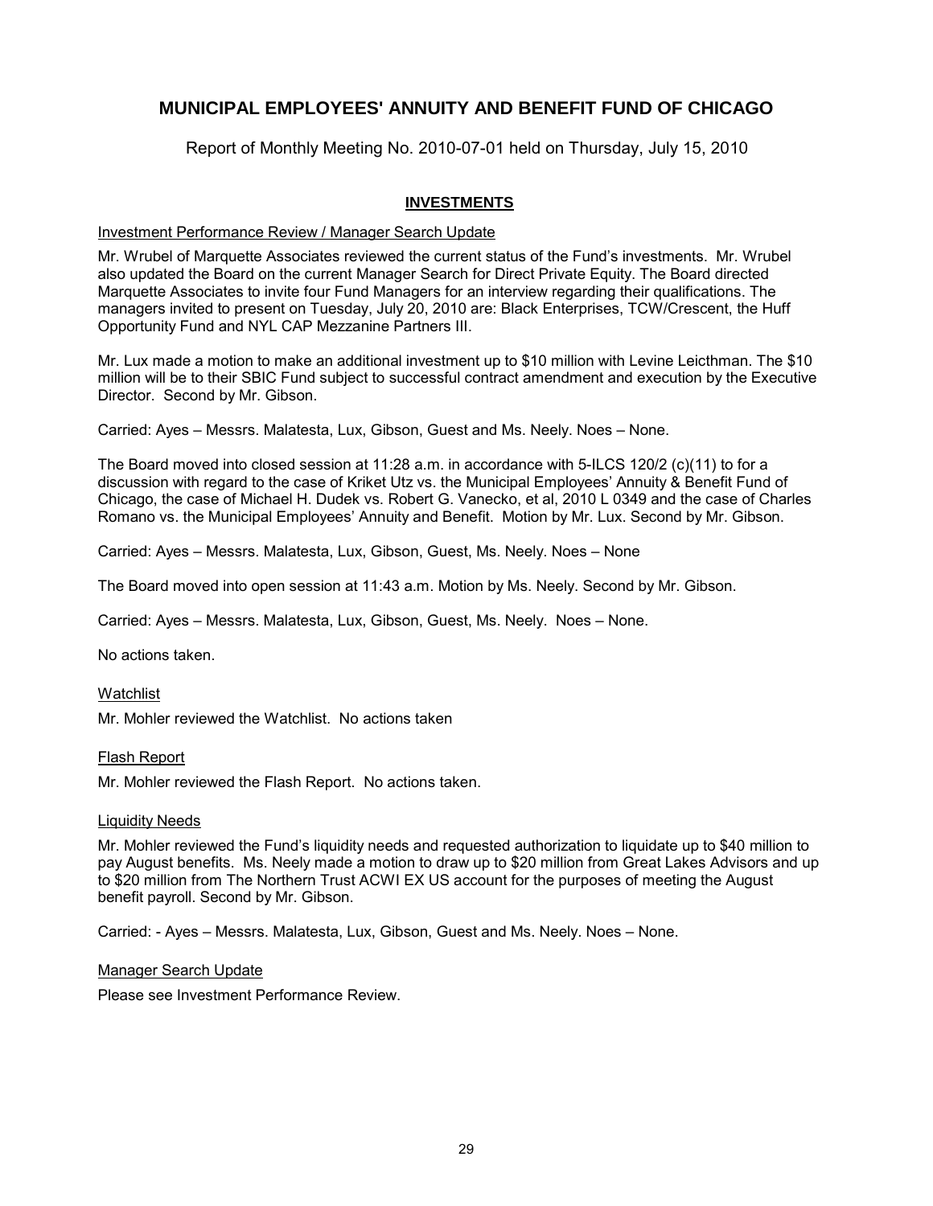# MUNICIPAL EMPLOYEES' ANNUITY AND BENEFIT FUND OF CHICAGO

Report of Monthly Meeting No. 2010-07-01 held on Thursday, July 15, 2010

## INVESTMENTS

Investment Performance Review / Manager Search Update

Mr. Wrubel of Marquette Associates reviewed the current status of the Fund's investments. Mr. Wrubel also updated the Board on the current Manager Search for Direct Private Equity. The Board directed Marquette Associates to invite four Fund Managers for an interview regarding their qualifications. The managers invited to present on Tuesday, July 20, 2010 are: Black Enterprises, TCW/Crescent, the Huff Opportunity Fund and NYL CAP Mezzanine Partners III.

Mr. Lux made a motion to make an additional investment up to $10 million with Levine Leicthman. The $10 million will be to their SBIC Fund subject to successful contract amendment and execution by the Executive Director. Second by Mr. Gibson.

Carried: Ayes – Messrs. Malatesta, Lux, Gibson, Guest and Ms. Neely. Noes – None.

The Board moved into closed session at 11:28 a.m. in accordance with 5-ILCS 120/2 (c)(11) to for a discussion with regard to the case of Kriket Utz vs. the Municipal Employees' Annuity & Benefit Fund of Chicago, the case of Michael H. Dudek vs. Robert G. Vanecko, et al, 2010 L 0349 and the case of Charles Romano vs. the Municipal Employees' Annuity and Benefit. Motion by Mr. Lux. Second by Mr. Gibson.

Carried: Ayes – Messrs. Malatesta, Lux, Gibson, Guest, Ms. Neely. Noes – None

The Board moved into open session at 11:43 a.m. Motion by Ms. Neely. Second by Mr. Gibson.

Carried: Ayes – Messrs. Malatesta, Lux, Gibson, Guest, Ms. Neely. Noes – None.

No actions taken.

Watchlist

Mr. Mohler reviewed the Watchlist. No actions taken

Flash Report

Mr. Mohler reviewed the Flash Report. No actions taken.

Liquidity Needs

Mr. Mohler reviewed the Fund's liquidity needs and requested authorization to liquidate up to $40 million to pay August benefits. Ms. Neely made a motion to draw up to $20 million from Great Lakes Advisors and up to $20 million from The Northern Trust ACWI EX US account for the purposes of meeting the August benefit payroll. Second by Mr. Gibson.

Carried: - Ayes – Messrs. Malatesta, Lux, Gibson, Guest and Ms. Neely. Noes – None.

Manager Search Update

Please see Investment Performance Review.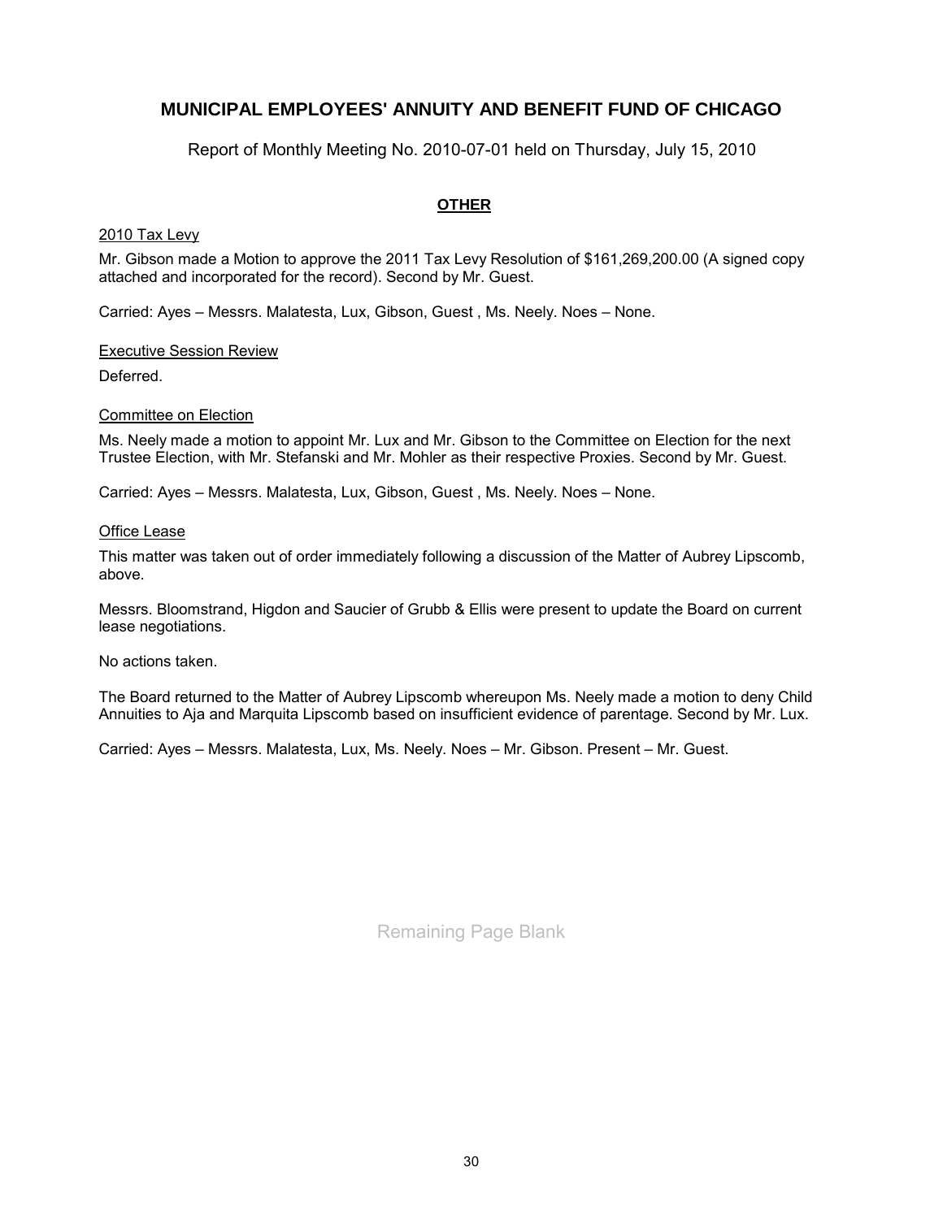# MUNICIPAL EMPLOYEES' ANNUITY AND BENEFIT FUND OF CHICAGO

Report of Monthly Meeting No. 2010-07-01 held on Thursday, July 15, 2010

## OTHER

2010 Tax Levy

Mr. Gibson made a Motion to approve the 2011 Tax Levy Resolution of $161,269,200.00 (A signed copy attached and incorporated for the record). Second by Mr. Guest.

Carried: Ayes – Messrs. Malatesta, Lux, Gibson, Guest , Ms. Neely. Noes – None.

Executive Session Review

Deferred.

Committee on Election

Ms. Neely made a motion to appoint Mr. Lux and Mr. Gibson to the Committee on Election for the next Trustee Election, with Mr. Stefanski and Mr. Mohler as their respective Proxies. Second by Mr. Guest.

Carried: Ayes – Messrs. Malatesta, Lux, Gibson, Guest , Ms. Neely. Noes – None.

Office Lease

This matter was taken out of order immediately following a discussion of the Matter of Aubrey Lipscomb, above.

Messrs. Bloomstrand, Higdon and Saucier of Grubb & Ellis were present to update the Board on current lease negotiations.

No actions taken.

The Board returned to the Matter of Aubrey Lipscomb whereupon Ms. Neely made a motion to deny Child Annuities to Aja and Marquita Lipscomb based on insufficient evidence of parentage. Second by Mr. Lux.

Carried: Ayes – Messrs. Malatesta, Lux, Ms. Neely. Noes – Mr. Gibson. Present – Mr. Guest.

Remaining Page Blank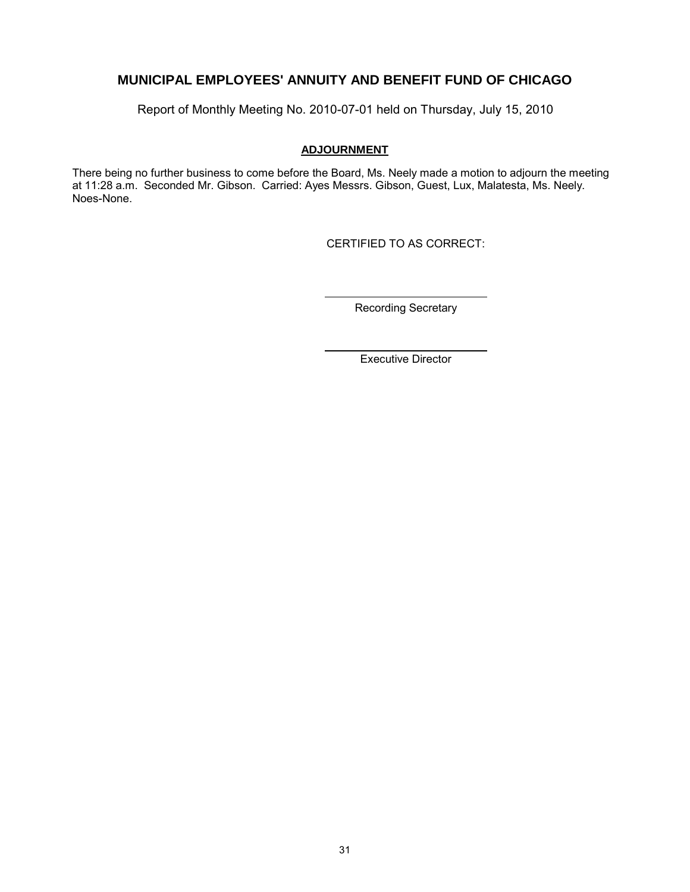# MUNICIPAL EMPLOYEES' ANNUITY AND BENEFIT FUND OF CHICAGO

Report of Monthly Meeting No. 2010-07-01 held on Thursday, July 15, 2010

## ADJOURNMENT

There being no further business to come before the Board, Ms. Neely made a motion to adjourn the meeting at 11:28 a.m. Seconded Mr. Gibson. Carried: Ayes Messrs. Gibson, Guest, Lux, Malatesta, Ms. Neely. Noes-None.

CERTIFIED TO AS CORRECT:

\_\_\_\_\_\_\_\_\_\_\_\_\_\_\_\_\_\_\_\_\_\_\_\_

Recording Secretary

\_\_\_\_\_\_\_\_\_\_\_\_\_\_\_\_\_\_\_\_\_\_\_\_

Executive Director